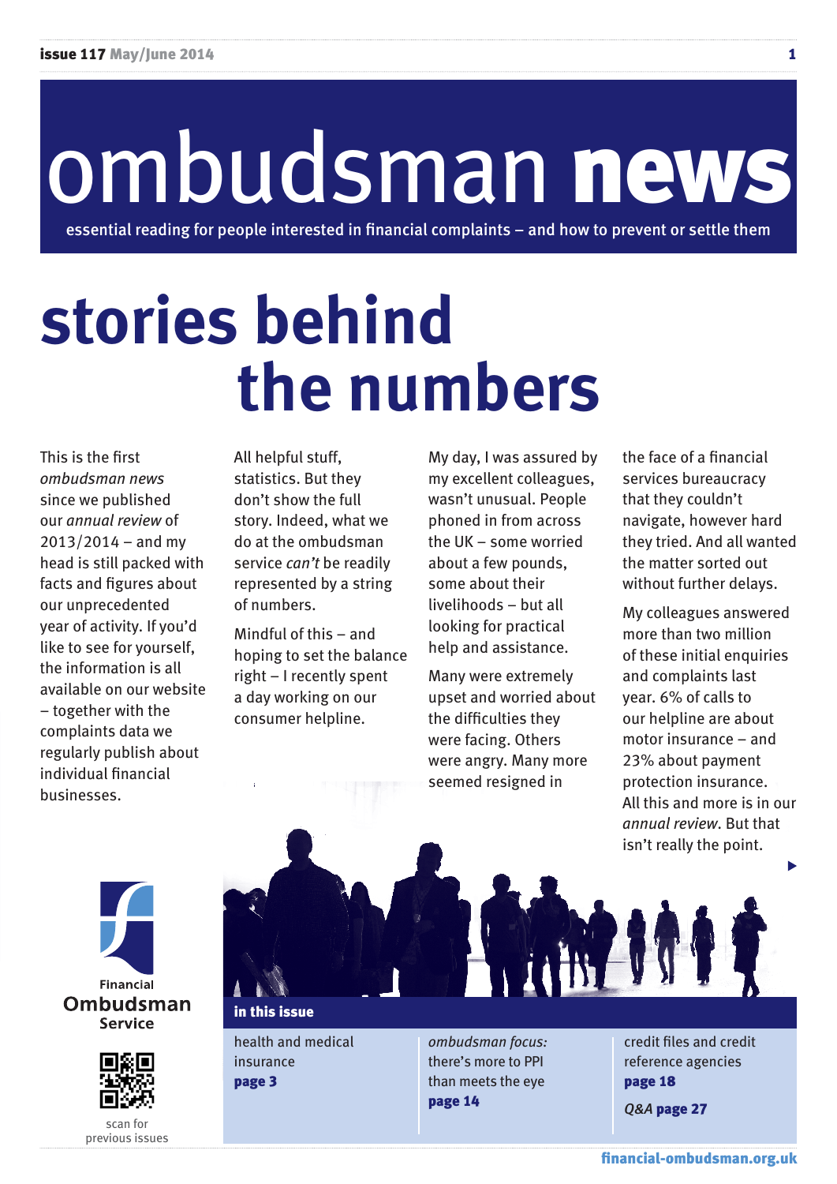# ombudsman **news**

essential reading for people interested in financial complaints – and how to prevent or settle them

# stories behind the numbers

This is the first *ombudsman news* since we published our *annual review* of 2013/2014 – and my head is still packed with facts and figures about our unprecedented year of activity. If you'd like to see for yourself, the information is all available on our website – together with the complaints data we regularly publish about individual financial businesses.

All helpful stuff, statistics. But they don't show the full story. Indeed, what we do at the ombudsman service *can't* be readily represented by a string of numbers.

Mindful of this – and hoping to set the balance right – I recently spent a day working on our consumer helpline.

My day, I was assured by my excellent colleagues, wasn't unusual. People phoned in from across the UK – some worried about a few pounds, some about their livelihoods – but all looking for practical help and assistance.

Many were extremely upset and worried about the difficulties they were facing. Others were angry. Many more seemed resigned in the face of a financial services bureaucracy that they couldn't navigate, however hard they tried. And all wanted the matter sorted out without further delays.

My colleagues answered more than two million of these initial enquiries and complaints last year. 6% of calls to our helpline are about motor insurance – and 23% about payment protection insurance. All this and more is in our *annual review*. But that isn't really the point.

Financial Ombudsman Service

scan for previous issues

**in this issue**

health and medical insurance **page 3**

*ombudsman focus:* there's more to PPI than meets the eye **page 14**

credit files and credit reference agencies **page 18**

*Q&A* **page 27**

**financial-ombudsman.org.uk**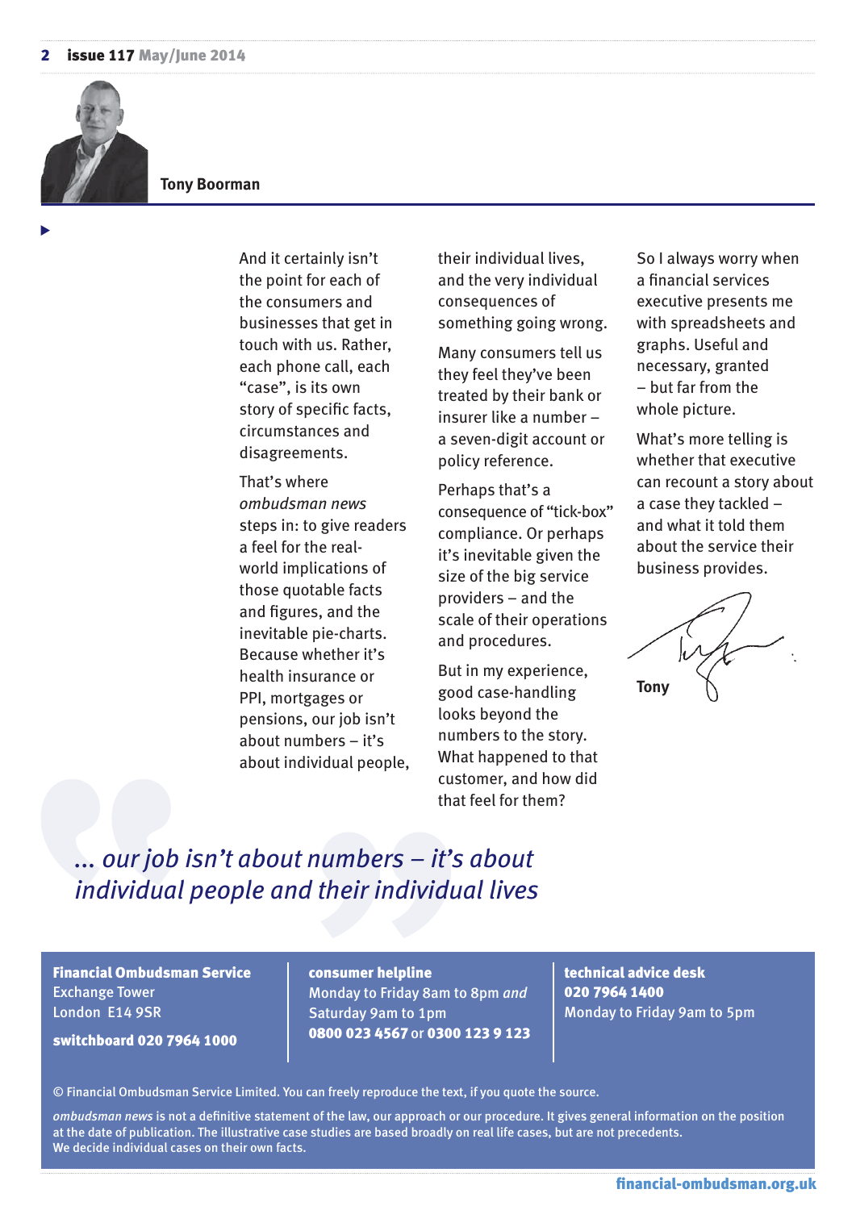**Tony Boorman**

And it certainly isn't the point for each of the consumers and businesses that get in touch with us. Rather, each phone call, each "case", is its own story of specific facts, circumstances and disagreements.

That's where *ombudsman news* steps in: to give readers a feel for the real-world implications of those quotable facts and figures, and the inevitable pie-charts. Because whether it's health insurance or PPI, mortgages or pensions, our job isn't about numbers – it's about individual people, their individual lives, and the very individual consequences of something going wrong.

Many consumers tell us they feel they've been treated by their bank or insurer like a number – a seven-digit account or policy reference.

Perhaps that's a consequence of "tick-box" compliance. Or perhaps it's inevitable given the size of the big service providers – and the scale of their operations and procedures.

But in my experience, good case-handling looks beyond the numbers to the story. What happened to that customer, and how did that feel for them?

So I always worry when a financial services executive presents me with spreadsheets and graphs. Useful and necessary, granted – but far from the whole picture.

What's more telling is whether that executive can recount a story about a case they tackled – and what it told them about the service their business provides.

**Tony**

*... our job isn't about numbers – it's about individual people and their individual lives*

**Financial Ombudsman Service**
Exchange Tower
London E14 9SR

**switchboard 020 7964 1000**

**consumer helpline**
Monday to Friday 8am to 8pm *and* Saturday 9am to 1pm
**0800 023 4567** or **0300 123 9 123**

**technical advice desk**
**020 7964 1400**
Monday to Friday 9am to 5pm

© Financial Ombudsman Service Limited. You can freely reproduce the text, if you quote the source.

*ombudsman news* is not a definitive statement of the law, our approach or our procedure. It gives general information on the position at the date of publication. The illustrative case studies are based broadly on real life cases, but are not precedents. We decide individual cases on their own facts.

**financial-ombudsman.org.uk**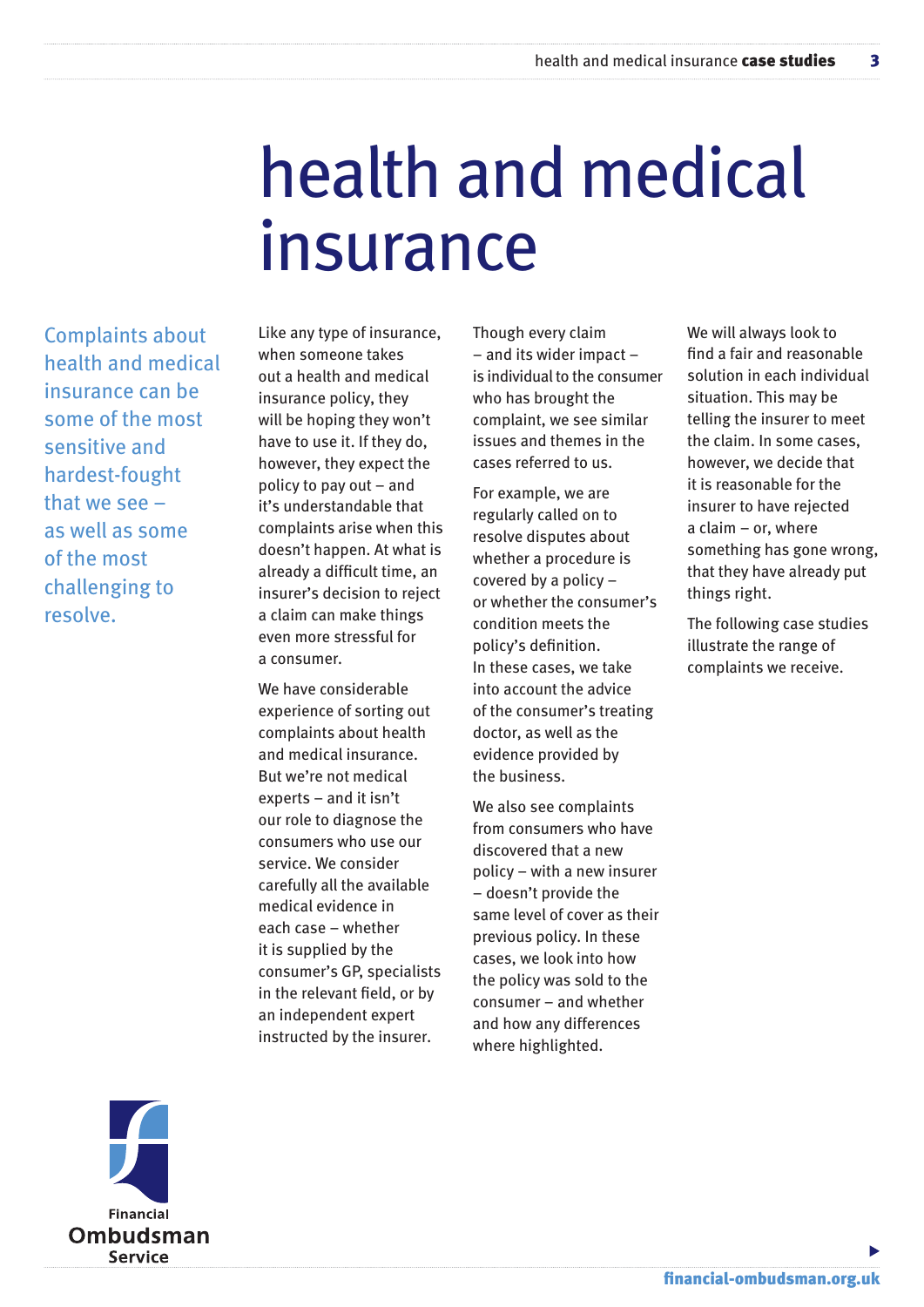# health and medical insurance

Complaints about health and medical insurance can be some of the most sensitive and hardest-fought that we see – as well as some of the most challenging to resolve.

Like any type of insurance, when someone takes out a health and medical insurance policy, they will be hoping they won't have to use it. If they do, however, they expect the policy to pay out – and it's understandable that complaints arise when this doesn't happen. At what is already a difficult time, an insurer's decision to reject a claim can make things even more stressful for a consumer.

We have considerable experience of sorting out complaints about health and medical insurance. But we're not medical experts – and it isn't our role to diagnose the consumers who use our service. We consider carefully all the available medical evidence in each case – whether it is supplied by the consumer's GP, specialists in the relevant field, or by an independent expert instructed by the insurer.

Though every claim – and its wider impact – is individual to the consumer who has brought the complaint, we see similar issues and themes in the cases referred to us.

For example, we are regularly called on to resolve disputes about whether a procedure is covered by a policy – or whether the consumer's condition meets the policy's definition. In these cases, we take into account the advice of the consumer's treating doctor, as well as the evidence provided by the business.

We also see complaints from consumers who have discovered that a new policy – with a new insurer – doesn't provide the same level of cover as their previous policy. In these cases, we look into how the policy was sold to the consumer – and whether and how any differences where highlighted.

We will always look to find a fair and reasonable solution in each individual situation. This may be telling the insurer to meet the claim. In some cases, however, we decide that it is reasonable for the insurer to have rejected a claim – or, where something has gone wrong, that they have already put things right.

The following case studies illustrate the range of complaints we receive.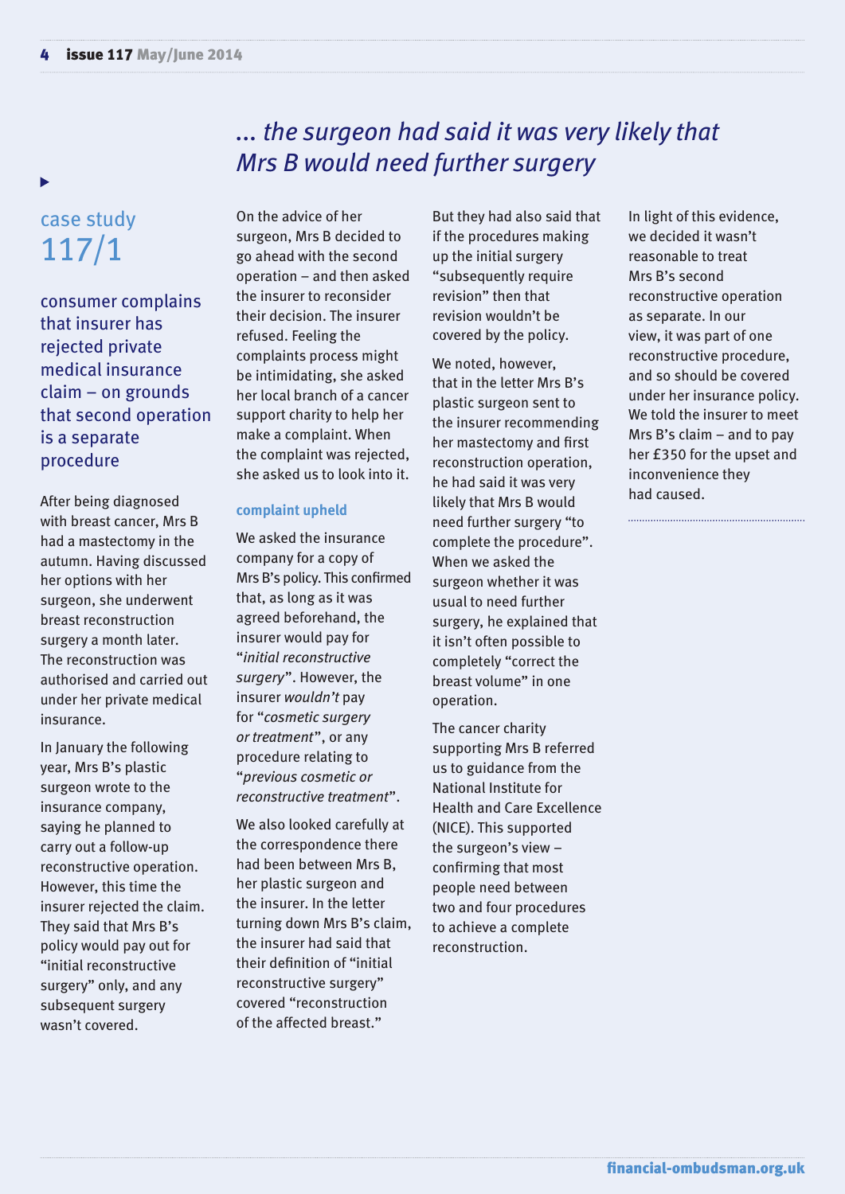## case study 117/1

### consumer complains that insurer has rejected private medical insurance claim – on grounds that second operation is a separate procedure

*... the surgeon had said it was very likely that Mrs B would need further surgery*

After being diagnosed with breast cancer, Mrs B had a mastectomy in the autumn. Having discussed her options with her surgeon, she underwent breast reconstruction surgery a month later. The reconstruction was authorised and carried out under her private medical insurance.

In January the following year, Mrs B's plastic surgeon wrote to the insurance company, saying he planned to carry out a follow-up reconstructive operation. However, this time the insurer rejected the claim. They said that Mrs B's policy would pay out for "initial reconstructive surgery" only, and any subsequent surgery wasn't covered.

On the advice of her surgeon, Mrs B decided to go ahead with the second operation – and then asked the insurer to reconsider their decision. The insurer refused. Feeling the complaints process might be intimidating, she asked her local branch of a cancer support charity to help her make a complaint. When the complaint was rejected, she asked us to look into it.

#### complaint upheld

We asked the insurance company for a copy of Mrs B's policy. This confirmed that, as long as it was agreed beforehand, the insurer would pay for "*initial reconstructive surgery*". However, the insurer *wouldn't* pay for "*cosmetic surgery or treatment*", or any procedure relating to "*previous cosmetic or reconstructive treatment*".

We also looked carefully at the correspondence there had been between Mrs B, her plastic surgeon and the insurer. In the letter turning down Mrs B's claim, the insurer had said that their definition of "initial reconstructive surgery" covered "reconstruction of the affected breast." But they had also said that if the procedures making up the initial surgery "subsequently require revision" then that revision wouldn't be covered by the policy.

We noted, however, that in the letter Mrs B's plastic surgeon sent to the insurer recommending her mastectomy and first reconstruction operation, he had said it was very likely that Mrs B would need further surgery "to complete the procedure". When we asked the surgeon whether it was usual to need further surgery, he explained that it isn't often possible to completely "correct the breast volume" in one operation.

The cancer charity supporting Mrs B referred us to guidance from the National Institute for Health and Care Excellence (NICE). This supported the surgeon's view – confirming that most people need between two and four procedures to achieve a complete reconstruction.

In light of this evidence, we decided it wasn't reasonable to treat Mrs B's second reconstructive operation as separate. In our view, it was part of one reconstructive procedure, and so should be covered under her insurance policy. We told the insurer to meet Mrs B's claim – and to pay her £350 for the upset and inconvenience they had caused.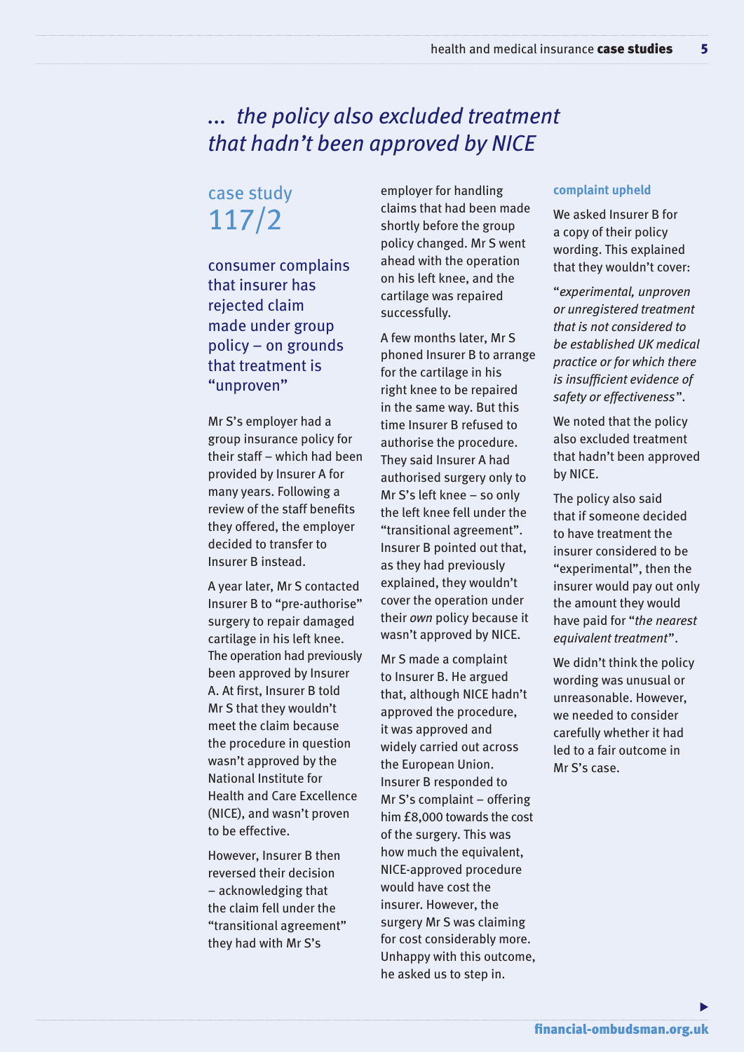*... the policy also excluded treatment that hadn't been approved by NICE*

## case study 117/2

### consumer complains that insurer has rejected claim made under group policy – on grounds that treatment is "unproven"

Mr S's employer had a group insurance policy for their staff – which had been provided by Insurer A for many years. Following a review of the staff benefits they offered, the employer decided to transfer to Insurer B instead.

A year later, Mr S contacted Insurer B to "pre-authorise" surgery to repair damaged cartilage in his left knee. The operation had previously been approved by Insurer A. At first, Insurer B told Mr S that they wouldn't meet the claim because the procedure in question wasn't approved by the National Institute for Health and Care Excellence (NICE), and wasn't proven to be effective.

However, Insurer B then reversed their decision – acknowledging that the claim fell under the "transitional agreement" they had with Mr S's employer for handling claims that had been made shortly before the group policy changed. Mr S went ahead with the operation on his left knee, and the cartilage was repaired successfully.

A few months later, Mr S phoned Insurer B to arrange for the cartilage in his right knee to be repaired in the same way. But this time Insurer B refused to authorise the procedure. They said Insurer A had authorised surgery only to Mr S's left knee – so only the left knee fell under the "transitional agreement". Insurer B pointed out that, as they had previously explained, they wouldn't cover the operation under their *own* policy because it wasn't approved by NICE.

Mr S made a complaint to Insurer B. He argued that, although NICE hadn't approved the procedure, it was approved and widely carried out across the European Union. Insurer B responded to Mr S's complaint – offering him £8,000 towards the cost of the surgery. This was how much the equivalent, NICE-approved procedure would have cost the insurer. However, the surgery Mr S was claiming for cost considerably more. Unhappy with this outcome, he asked us to step in.

#### complaint upheld

We asked Insurer B for a copy of their policy wording. This explained that they wouldn't cover:

"*experimental, unproven or unregistered treatment that is not considered to be established UK medical practice or for which there is insufficient evidence of safety or effectiveness*".

We noted that the policy also excluded treatment that hadn't been approved by NICE.

The policy also said that if someone decided to have treatment the insurer considered to be "experimental", then the insurer would pay out only the amount they would have paid for "*the nearest equivalent treatment*".

We didn't think the policy wording was unusual or unreasonable. However, we needed to consider carefully whether it had led to a fair outcome in Mr S's case.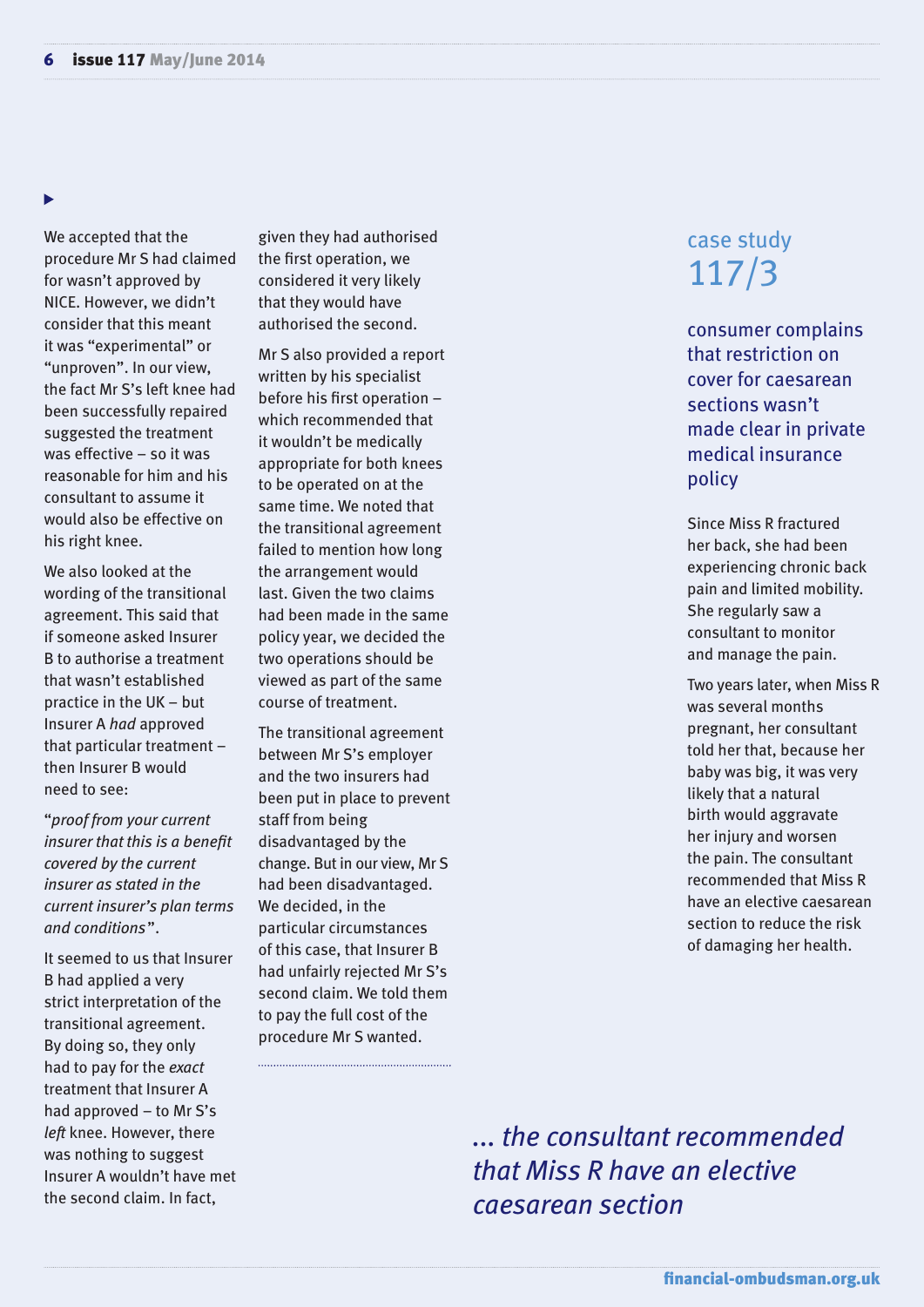We accepted that the procedure Mr S had claimed for wasn't approved by NICE. However, we didn't consider that this meant it was "experimental" or "unproven". In our view, the fact Mr S's left knee had been successfully repaired suggested the treatment was effective – so it was reasonable for him and his consultant to assume it would also be effective on his right knee.

We also looked at the wording of the transitional agreement. This said that if someone asked Insurer B to authorise a treatment that wasn't established practice in the UK – but Insurer A *had* approved that particular treatment – then Insurer B would need to see:

"*proof from your current insurer that this is a benefit covered by the current insurer as stated in the current insurer's plan terms and conditions*".

It seemed to us that Insurer B had applied a very strict interpretation of the transitional agreement. By doing so, they only had to pay for the *exact* treatment that Insurer A had approved – to Mr S's *left* knee. However, there was nothing to suggest Insurer A wouldn't have met the second claim. In fact, given they had authorised the first operation, we considered it very likely that they would have authorised the second.

Mr S also provided a report written by his specialist before his first operation – which recommended that it wouldn't be medically appropriate for both knees to be operated on at the same time. We noted that the transitional agreement failed to mention how long the arrangement would last. Given the two claims had been made in the same policy year, we decided the two operations should be viewed as part of the same course of treatment.

The transitional agreement between Mr S's employer and the two insurers had been put in place to prevent staff from being disadvantaged by the change. But in our view, Mr S had been disadvantaged. We decided, in the particular circumstances of this case, that Insurer B had unfairly rejected Mr S's second claim. We told them to pay the full cost of the procedure Mr S wanted.

## case study 117/3

### consumer complains that restriction on cover for caesarean sections wasn't made clear in private medical insurance policy

Since Miss R fractured her back, she had been experiencing chronic back pain and limited mobility. She regularly saw a consultant to monitor and manage the pain.

Two years later, when Miss R was several months pregnant, her consultant told her that, because her baby was big, it was very likely that a natural birth would aggravate her injury and worsen the pain. The consultant recommended that Miss R have an elective caesarean section to reduce the risk of damaging her health.

*... the consultant recommended that Miss R have an elective caesarean section*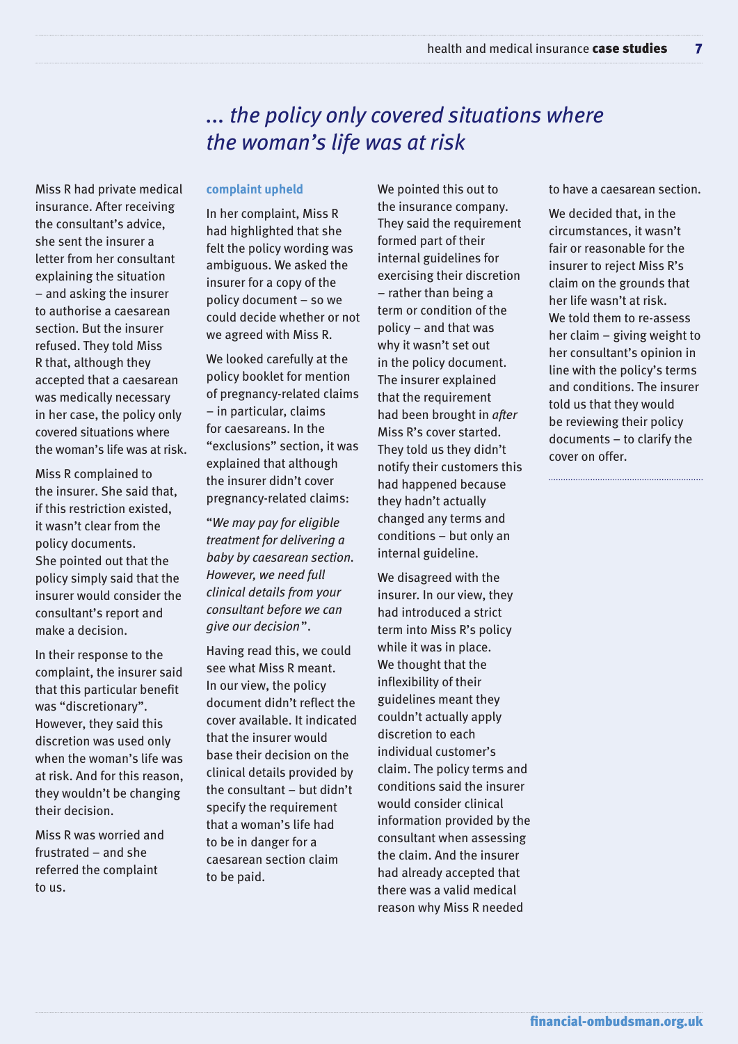## ... the policy only covered situations where the woman's life was at risk

Miss R had private medical insurance. After receiving the consultant's advice, she sent the insurer a letter from her consultant explaining the situation – and asking the insurer to authorise a caesarean section. But the insurer refused. They told Miss R that, although they accepted that a caesarean was medically necessary in her case, the policy only covered situations where the woman's life was at risk.

Miss R complained to the insurer. She said that, if this restriction existed, it wasn't clear from the policy documents. She pointed out that the policy simply said that the insurer would consider the consultant's report and make a decision.

In their response to the complaint, the insurer said that this particular benefit was "discretionary". However, they said this discretion was used only when the woman's life was at risk. And for this reason, they wouldn't be changing their decision.

Miss R was worried and frustrated – and she referred the complaint to us.

**complaint upheld**

In her complaint, Miss R had highlighted that she felt the policy wording was ambiguous. We asked the insurer for a copy of the policy document – so we could decide whether or not we agreed with Miss R.

We looked carefully at the policy booklet for mention of pregnancy-related claims – in particular, claims for caesareans. In the "exclusions" section, it was explained that although the insurer didn't cover pregnancy-related claims:

"*We may pay for eligible treatment for delivering a baby by caesarean section. However, we need full clinical details from your consultant before we can give our decision*".

Having read this, we could see what Miss R meant. In our view, the policy document didn't reflect the cover available. It indicated that the insurer would base their decision on the clinical details provided by the consultant – but didn't specify the requirement that a woman's life had to be in danger for a caesarean section claim to be paid.

We pointed this out to the insurance company. They said the requirement formed part of their internal guidelines for exercising their discretion – rather than being a term or condition of the policy – and that was why it wasn't set out in the policy document. The insurer explained that the requirement had been brought in *after* Miss R's cover started. They told us they didn't notify their customers this had happened because they hadn't actually changed any terms and conditions – but only an internal guideline.

We disagreed with the insurer. In our view, they had introduced a strict term into Miss R's policy while it was in place. We thought that the inflexibility of their guidelines meant they couldn't actually apply discretion to each individual customer's claim. The policy terms and conditions said the insurer would consider clinical information provided by the consultant when assessing the claim. And the insurer had already accepted that there was a valid medical reason why Miss R needed to have a caesarean section.

We decided that, in the circumstances, it wasn't fair or reasonable for the insurer to reject Miss R's claim on the grounds that her life wasn't at risk. We told them to re-assess her claim – giving weight to her consultant's opinion in line with the policy's terms and conditions. The insurer told us that they would be reviewing their policy documents – to clarify the cover on offer.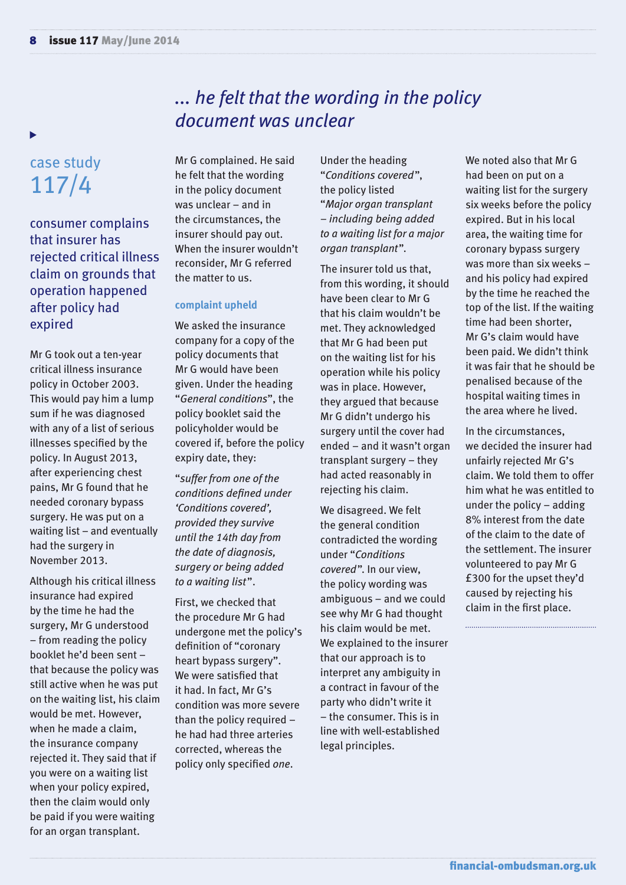## case study 117/4

### consumer complains that insurer has rejected critical illness claim on grounds that operation happened after policy had expired

Mr G took out a ten-year critical illness insurance policy in October 2003. This would pay him a lump sum if he was diagnosed with any of a list of serious illnesses specified by the policy. In August 2013, after experiencing chest pains, Mr G found that he needed coronary bypass surgery. He was put on a waiting list – and eventually had the surgery in November 2013.

Although his critical illness insurance had expired by the time he had the surgery, Mr G understood – from reading the policy booklet he'd been sent – that because the policy was still active when he was put on the waiting list, his claim would be met. However, when he made a claim, the insurance company rejected it. They said that if you were on a waiting list when your policy expired, then the claim would only be paid if you were waiting for an organ transplant.

*... he felt that the wording in the policy document was unclear*

Mr G complained. He said he felt that the wording in the policy document was unclear – and in the circumstances, the insurer should pay out. When the insurer wouldn't reconsider, Mr G referred the matter to us.

**complaint upheld**

We asked the insurance company for a copy of the policy documents that Mr G would have been given. Under the heading "*General conditions*", the policy booklet said the policyholder would be covered if, before the policy expiry date, they:

"*suffer from one of the conditions defined under 'Conditions covered', provided they survive until the 14th day from the date of diagnosis, surgery or being added to a waiting list*".

First, we checked that the procedure Mr G had undergone met the policy's definition of "coronary heart bypass surgery". We were satisfied that it had. In fact, Mr G's condition was more severe than the policy required – he had had three arteries corrected, whereas the policy only specified *one*.

Under the heading "*Conditions covered*", the policy listed "*Major organ transplant – including being added to a waiting list for a major organ transplant*".

The insurer told us that, from this wording, it should have been clear to Mr G that his claim wouldn't be met. They acknowledged that Mr G had been put on the waiting list for his operation while his policy was in place. However, they argued that because Mr G didn't undergo his surgery until the cover had ended – and it wasn't organ transplant surgery – they had acted reasonably in rejecting his claim.

We disagreed. We felt the general condition contradicted the wording under "*Conditions covered*". In our view, the policy wording was ambiguous – and we could see why Mr G had thought his claim would be met. We explained to the insurer that our approach is to interpret any ambiguity in a contract in favour of the party who didn't write it – the consumer. This is in line with well-established legal principles.

We noted also that Mr G had been on put on a waiting list for the surgery six weeks before the policy expired. But in his local area, the waiting time for coronary bypass surgery was more than six weeks – and his policy had expired by the time he reached the top of the list. If the waiting time had been shorter, Mr G's claim would have been paid. We didn't think it was fair that he should be penalised because of the hospital waiting times in the area where he lived.

In the circumstances, we decided the insurer had unfairly rejected Mr G's claim. We told them to offer him what he was entitled to under the policy – adding 8% interest from the date of the claim to the date of the settlement. The insurer volunteered to pay Mr G £300 for the upset they'd caused by rejecting his claim in the first place.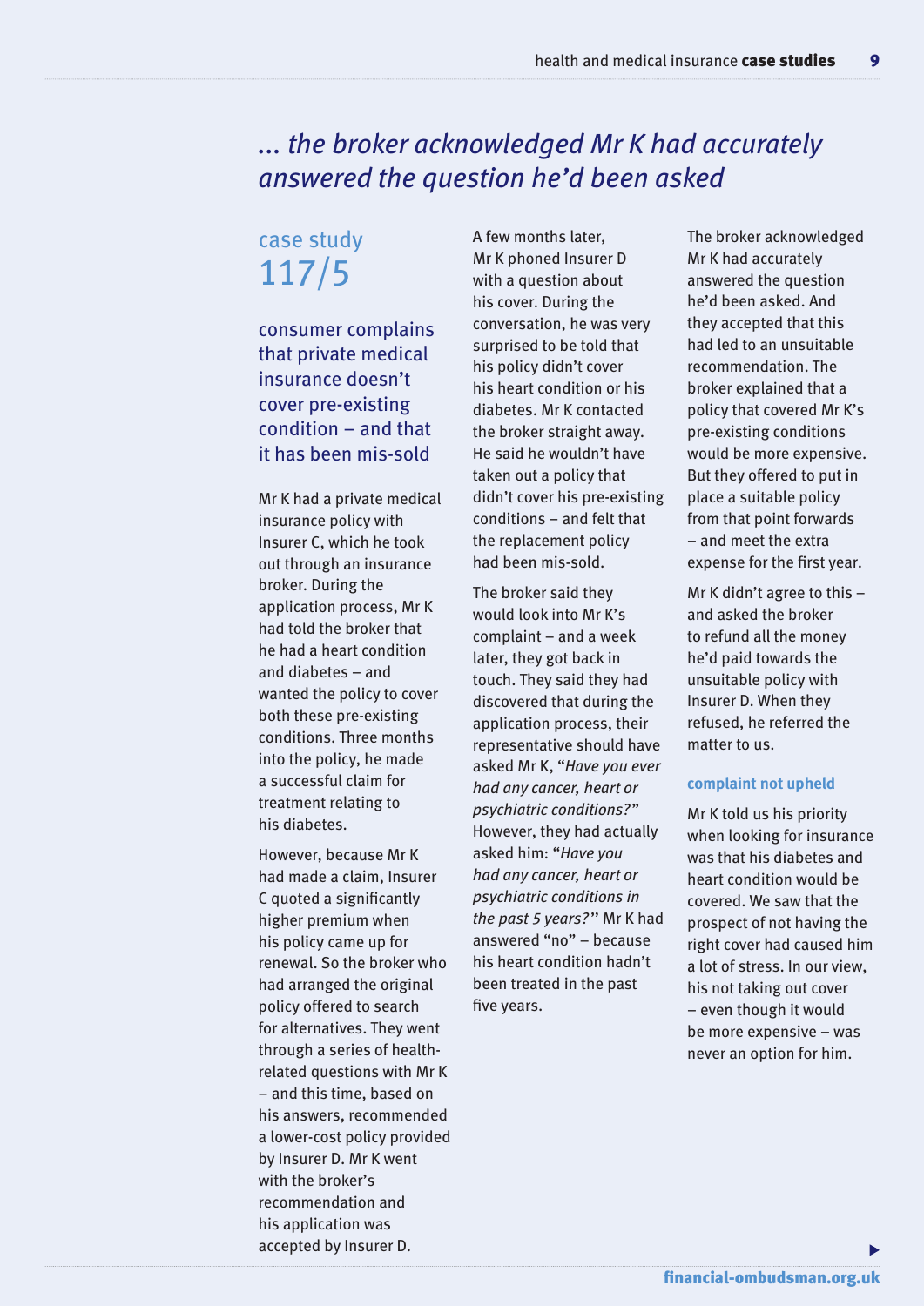*... the broker acknowledged Mr K had accurately answered the question he'd been asked*

## case study 117/5

### consumer complains that private medical insurance doesn't cover pre-existing condition – and that it has been mis-sold

Mr K had a private medical insurance policy with Insurer C, which he took out through an insurance broker. During the application process, Mr K had told the broker that he had a heart condition and diabetes – and wanted the policy to cover both these pre-existing conditions. Three months into the policy, he made a successful claim for treatment relating to his diabetes.

However, because Mr K had made a claim, Insurer C quoted a significantly higher premium when his policy came up for renewal. So the broker who had arranged the original policy offered to search for alternatives. They went through a series of health-related questions with Mr K – and this time, based on his answers, recommended a lower-cost policy provided by Insurer D. Mr K went with the broker's recommendation and his application was accepted by Insurer D.

A few months later, Mr K phoned Insurer D with a question about his cover. During the conversation, he was very surprised to be told that his policy didn't cover his heart condition or his diabetes. Mr K contacted the broker straight away. He said he wouldn't have taken out a policy that didn't cover his pre-existing conditions – and felt that the replacement policy had been mis-sold.

The broker said they would look into Mr K's complaint – and a week later, they got back in touch. They said they had discovered that during the application process, their representative should have asked Mr K, "*Have you ever had any cancer, heart or psychiatric conditions?*" However, they had actually asked him: "*Have you had any cancer, heart or psychiatric conditions in the past 5 years?*" Mr K had answered "no" – because his heart condition hadn't been treated in the past five years.

The broker acknowledged Mr K had accurately answered the question he'd been asked. And they accepted that this had led to an unsuitable recommendation. The broker explained that a policy that covered Mr K's pre-existing conditions would be more expensive. But they offered to put in place a suitable policy from that point forwards – and meet the extra expense for the first year.

Mr K didn't agree to this – and asked the broker to refund all the money he'd paid towards the unsuitable policy with Insurer D. When they refused, he referred the matter to us.

#### complaint not upheld

Mr K told us his priority when looking for insurance was that his diabetes and heart condition would be covered. We saw that the prospect of not having the right cover had caused him a lot of stress. In our view, his not taking out cover – even though it would be more expensive – was never an option for him.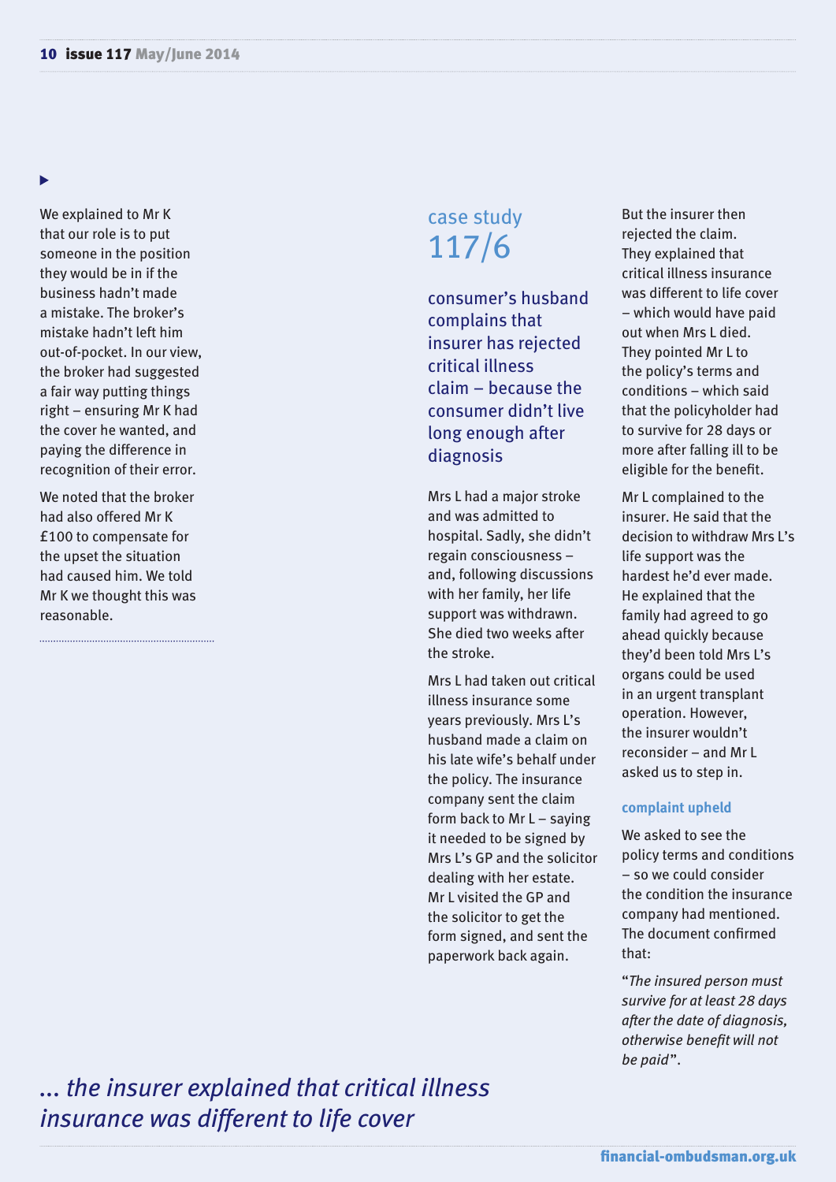We explained to Mr K that our role is to put someone in the position they would be in if the business hadn't made a mistake. The broker's mistake hadn't left him out-of-pocket. In our view, the broker had suggested a fair way putting things right – ensuring Mr K had the cover he wanted, and paying the difference in recognition of their error.

We noted that the broker had also offered Mr K £100 to compensate for the upset the situation had caused him. We told Mr K we thought this was reasonable.

## case study 117/6

### consumer's husband complains that insurer has rejected critical illness claim – because the consumer didn't live long enough after diagnosis

Mrs L had a major stroke and was admitted to hospital. Sadly, she didn't regain consciousness – and, following discussions with her family, her life support was withdrawn. She died two weeks after the stroke.

Mrs L had taken out critical illness insurance some years previously. Mrs L's husband made a claim on his late wife's behalf under the policy. The insurance company sent the claim form back to Mr L – saying it needed to be signed by Mrs L's GP and the solicitor dealing with her estate. Mr L visited the GP and the solicitor to get the form signed, and sent the paperwork back again.

But the insurer then rejected the claim. They explained that critical illness insurance was different to life cover – which would have paid out when Mrs L died. They pointed Mr L to the policy's terms and conditions – which said that the policyholder had to survive for 28 days or more after falling ill to be eligible for the benefit.

Mr L complained to the insurer. He said that the decision to withdraw Mrs L's life support was the hardest he'd ever made. He explained that the family had agreed to go ahead quickly because they'd been told Mrs L's organs could be used in an urgent transplant operation. However, the insurer wouldn't reconsider – and Mr L asked us to step in.

#### complaint upheld

We asked to see the policy terms and conditions – so we could consider the condition the insurance company had mentioned. The document confirmed that:

"*The insured person must survive for at least 28 days after the date of diagnosis, otherwise benefit will not be paid*".

*... the insurer explained that critical illness insurance was different to life cover*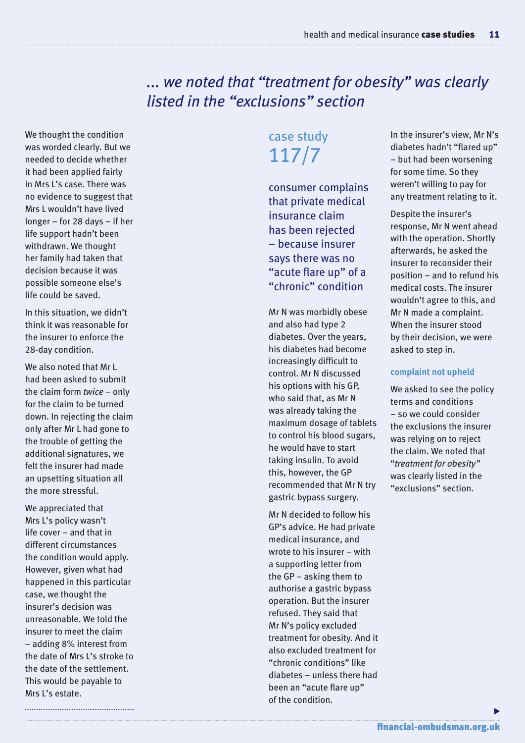*... we noted that "treatment for obesity" was clearly listed in the "exclusions" section*

We thought the condition was worded clearly. But we needed to decide whether it had been applied fairly in Mrs L's case. There was no evidence to suggest that Mrs L wouldn't have lived longer – for 28 days – if her life support hadn't been withdrawn. We thought her family had taken that decision because it was possible someone else's life could be saved.

In this situation, we didn't think it was reasonable for the insurer to enforce the 28-day condition.

We also noted that Mr L had been asked to submit the claim form *twice* – only for the claim to be turned down. In rejecting the claim only after Mr L had gone to the trouble of getting the additional signatures, we felt the insurer had made an upsetting situation all the more stressful.

We appreciated that Mrs L's policy wasn't life cover – and that in different circumstances the condition would apply. However, given what had happened in this particular case, we thought the insurer's decision was unreasonable. We told the insurer to meet the claim – adding 8% interest from the date of Mrs L's stroke to the date of the settlement. This would be payable to Mrs L's estate.

## case study 117/7

### consumer complains that private medical insurance claim has been rejected – because insurer says there was no "acute flare up" of a "chronic" condition

Mr N was morbidly obese and also had type 2 diabetes. Over the years, his diabetes had become increasingly difficult to control. Mr N discussed his options with his GP, who said that, as Mr N was already taking the maximum dosage of tablets to control his blood sugars, he would have to start taking insulin. To avoid this, however, the GP recommended that Mr N try gastric bypass surgery.

Mr N decided to follow his GP's advice. He had private medical insurance, and wrote to his insurer – with a supporting letter from the GP – asking them to authorise a gastric bypass operation. But the insurer refused. They said that Mr N's policy excluded treatment for obesity. And it also excluded treatment for "chronic conditions" like diabetes – unless there had been an "acute flare up" of the condition.

In the insurer's view, Mr N's diabetes hadn't "flared up" – but had been worsening for some time. So they weren't willing to pay for any treatment relating to it.

Despite the insurer's response, Mr N went ahead with the operation. Shortly afterwards, he asked the insurer to reconsider their position – and to refund his medical costs. The insurer wouldn't agree to this, and Mr N made a complaint. When the insurer stood by their decision, we were asked to step in.

#### complaint not upheld

We asked to see the policy terms and conditions – so we could consider the exclusions the insurer was relying on to reject the claim. We noted that "*treatment for obesity*" was clearly listed in the "exclusions" section.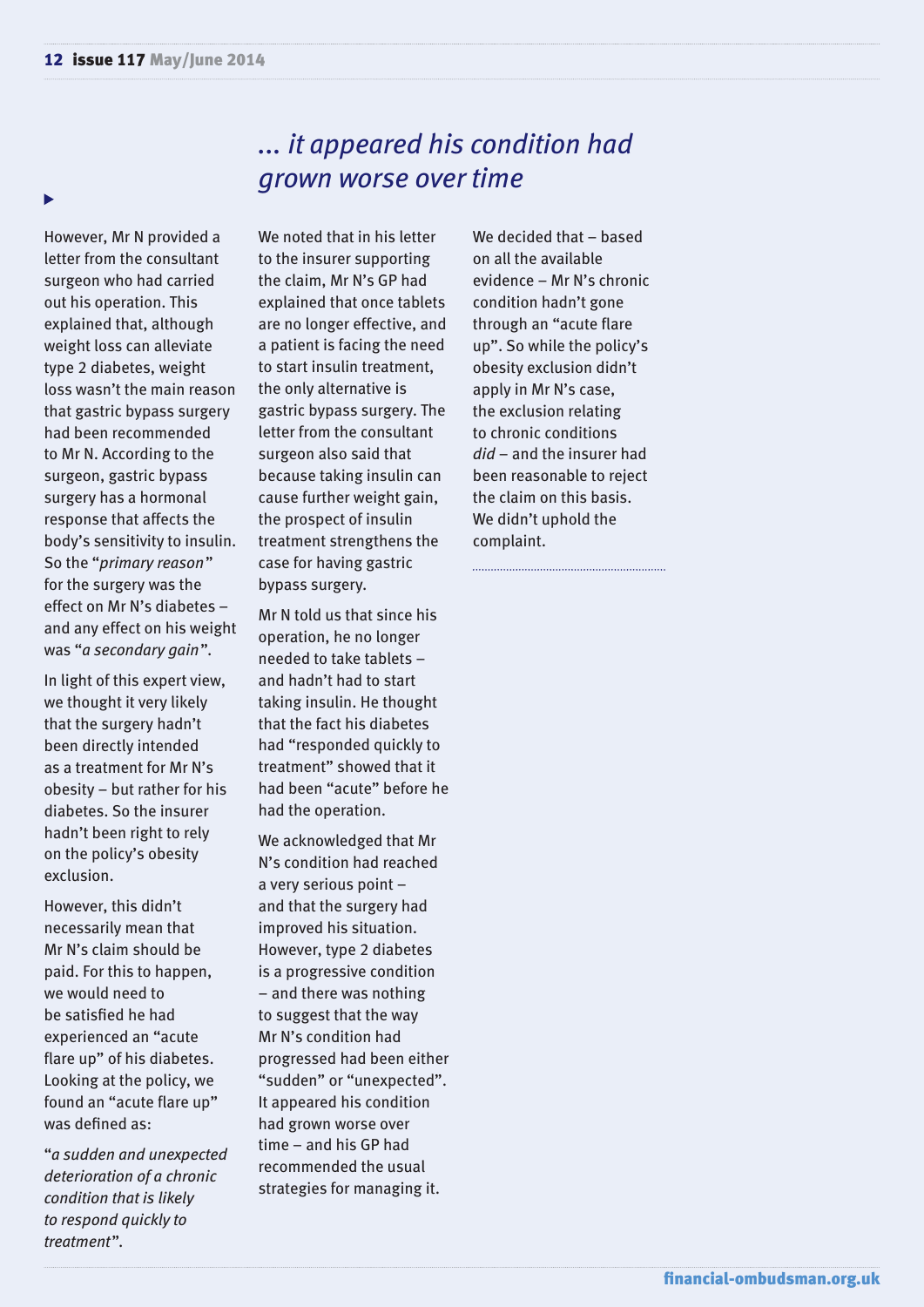*... it appeared his condition had grown worse over time*

However, Mr N provided a letter from the consultant surgeon who had carried out his operation. This explained that, although weight loss can alleviate type 2 diabetes, weight loss wasn't the main reason that gastric bypass surgery had been recommended to Mr N. According to the surgeon, gastric bypass surgery has a hormonal response that affects the body's sensitivity to insulin. So the "*primary reason*" for the surgery was the effect on Mr N's diabetes – and any effect on his weight was "*a secondary gain*".

In light of this expert view, we thought it very likely that the surgery hadn't been directly intended as a treatment for Mr N's obesity – but rather for his diabetes. So the insurer hadn't been right to rely on the policy's obesity exclusion.

However, this didn't necessarily mean that Mr N's claim should be paid. For this to happen, we would need to be satisfied he had experienced an "acute flare up" of his diabetes. Looking at the policy, we found an "acute flare up" was defined as:

"*a sudden and unexpected deterioration of a chronic condition that is likely to respond quickly to treatment*".

We noted that in his letter to the insurer supporting the claim, Mr N's GP had explained that once tablets are no longer effective, and a patient is facing the need to start insulin treatment, the only alternative is gastric bypass surgery. The letter from the consultant surgeon also said that because taking insulin can cause further weight gain, the prospect of insulin treatment strengthens the case for having gastric bypass surgery.

Mr N told us that since his operation, he no longer needed to take tablets – and hadn't had to start taking insulin. He thought that the fact his diabetes had "responded quickly to treatment" showed that it had been "acute" before he had the operation.

We acknowledged that Mr N's condition had reached a very serious point – and that the surgery had improved his situation. However, type 2 diabetes is a progressive condition – and there was nothing to suggest that the way Mr N's condition had progressed had been either "sudden" or "unexpected". It appeared his condition had grown worse over time – and his GP had recommended the usual strategies for managing it.

We decided that – based on all the available evidence – Mr N's chronic condition hadn't gone through an "acute flare up". So while the policy's obesity exclusion didn't apply in Mr N's case, the exclusion relating to chronic conditions *did* – and the insurer had been reasonable to reject the claim on this basis. We didn't uphold the complaint.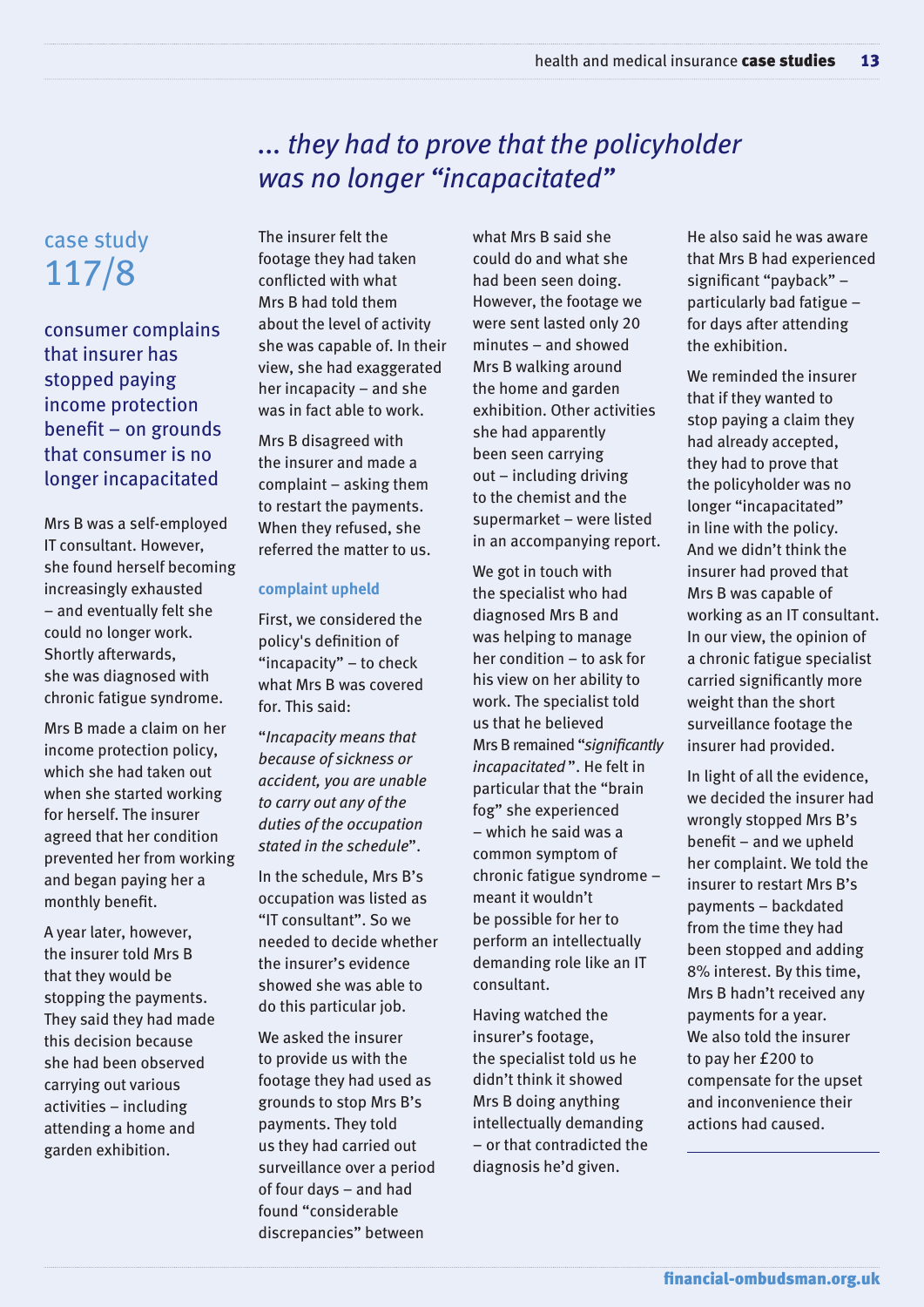*... they had to prove that the policyholder was no longer "incapacitated"*

## case study 117/8

### consumer complains that insurer has stopped paying income protection benefit – on grounds that consumer is no longer incapacitated

Mrs B was a self-employed IT consultant. However, she found herself becoming increasingly exhausted – and eventually felt she could no longer work. Shortly afterwards, she was diagnosed with chronic fatigue syndrome.

Mrs B made a claim on her income protection policy, which she had taken out when she started working for herself. The insurer agreed that her condition prevented her from working and began paying her a monthly benefit.

A year later, however, the insurer told Mrs B that they would be stopping the payments. They said they had made this decision because she had been observed carrying out various activities – including attending a home and garden exhibition.

The insurer felt the footage they had taken conflicted with what Mrs B had told them about the level of activity she was capable of. In their view, she had exaggerated her incapacity – and she was in fact able to work.

Mrs B disagreed with the insurer and made a complaint – asking them to restart the payments. When they refused, she referred the matter to us.

**complaint upheld**

First, we considered the policy's definition of "incapacity" – to check what Mrs B was covered for. This said:

"*Incapacity means that because of sickness or accident, you are unable to carry out any of the duties of the occupation stated in the schedule*".

In the schedule, Mrs B's occupation was listed as "IT consultant". So we needed to decide whether the insurer's evidence showed she was able to do this particular job.

We asked the insurer to provide us with the footage they had used as grounds to stop Mrs B's payments. They told us they had carried out surveillance over a period of four days – and had found "considerable discrepancies" between what Mrs B said she could do and what she had been seen doing. However, the footage we were sent lasted only 20 minutes – and showed Mrs B walking around the home and garden exhibition. Other activities she had apparently been seen carrying out – including driving to the chemist and the supermarket – were listed in an accompanying report.

We got in touch with the specialist who had diagnosed Mrs B and was helping to manage her condition – to ask for his view on her ability to work. The specialist told us that he believed Mrs B remained "*significantly incapacitated*". He felt in particular that the "brain fog" she experienced – which he said was a common symptom of chronic fatigue syndrome – meant it wouldn't be possible for her to perform an intellectually demanding role like an IT consultant.

Having watched the insurer's footage, the specialist told us he didn't think it showed Mrs B doing anything intellectually demanding – or that contradicted the diagnosis he'd given.

He also said he was aware that Mrs B had experienced significant "payback" – particularly bad fatigue – for days after attending the exhibition.

We reminded the insurer that if they wanted to stop paying a claim they had already accepted, they had to prove that the policyholder was no longer "incapacitated" in line with the policy. And we didn't think the insurer had proved that Mrs B was capable of working as an IT consultant. In our view, the opinion of a chronic fatigue specialist carried significantly more weight than the short surveillance footage the insurer had provided.

In light of all the evidence, we decided the insurer had wrongly stopped Mrs B's benefit – and we upheld her complaint. We told the insurer to restart Mrs B's payments – backdated from the time they had been stopped and adding 8% interest. By this time, Mrs B hadn't received any payments for a year. We also told the insurer to pay her £200 to compensate for the upset and inconvenience their actions had caused.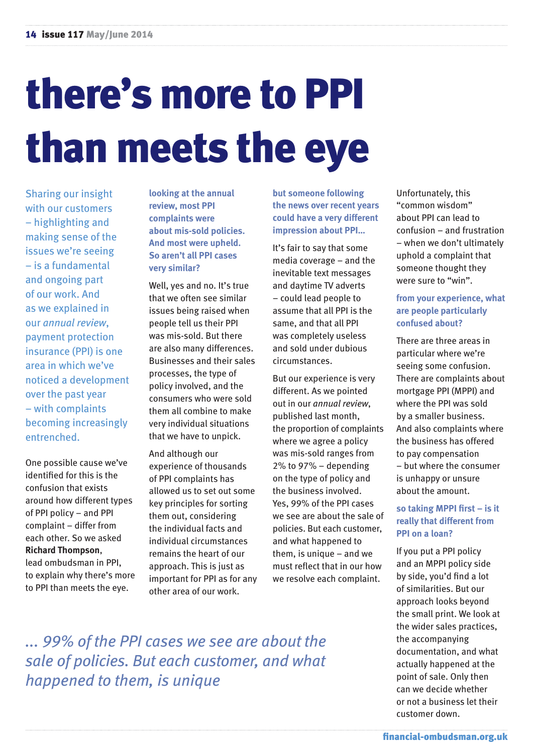# there's more to PPI than meets the eye

Sharing our insight with our customers – highlighting and making sense of the issues we're seeing – is a fundamental and ongoing part of our work. And as we explained in our *annual review*, payment protection insurance (PPI) is one area in which we've noticed a development over the past year – with complaints becoming increasingly entrenched.

One possible cause we've identified for this is the confusion that exists around how different types of PPI policy – and PPI complaint – differ from each other. So we asked **Richard Thompson**, lead ombudsman in PPI, to explain why there's more to PPI than meets the eye.

**looking at the annual review, most PPI complaints were about mis-sold policies. And most were upheld. So aren't all PPI cases very similar?**

Well, yes and no. It's true that we often see similar issues being raised when people tell us their PPI was mis-sold. But there are also many differences. Businesses and their sales processes, the type of policy involved, and the consumers who were sold them all combine to make very individual situations that we have to unpick.

And although our experience of thousands of PPI complaints has allowed us to set out some key principles for sorting them out, considering the individual facts and individual circumstances remains the heart of our approach. This is just as important for PPI as for any other area of our work.

**but someone following the news over recent years could have a very different impression about PPI…**

It's fair to say that some media coverage – and the inevitable text messages and daytime TV adverts – could lead people to assume that all PPI is the same, and that all PPI was completely useless and sold under dubious circumstances.

But our experience is very different. As we pointed out in our *annual review*, published last month, the proportion of complaints where we agree a policy was mis-sold ranges from 2% to 97% – depending on the type of policy and the business involved. Yes, 99% of the PPI cases we see are about the sale of policies. But each customer, and what happened to them, is unique – and we must reflect that in our how we resolve each complaint.

*… 99% of the PPI cases we see are about the sale of policies. But each customer, and what happened to them, is unique*

Unfortunately, this "common wisdom" about PPI can lead to confusion – and frustration – when we don't ultimately uphold a complaint that someone thought they were sure to "win".

**from your experience, what are people particularly confused about?**

There are three areas in particular where we're seeing some confusion. There are complaints about mortgage PPI (MPPI) and where the PPI was sold by a smaller business. And also complaints where the business has offered to pay compensation – but where the consumer is unhappy or unsure about the amount.

**so taking MPPI first – is it really that different from PPI on a loan?**

If you put a PPI policy and an MPPI policy side by side, you'd find a lot of similarities. But our approach looks beyond the small print. We look at the wider sales practices, the accompanying documentation, and what actually happened at the point of sale. Only then can we decide whether or not a business let their customer down.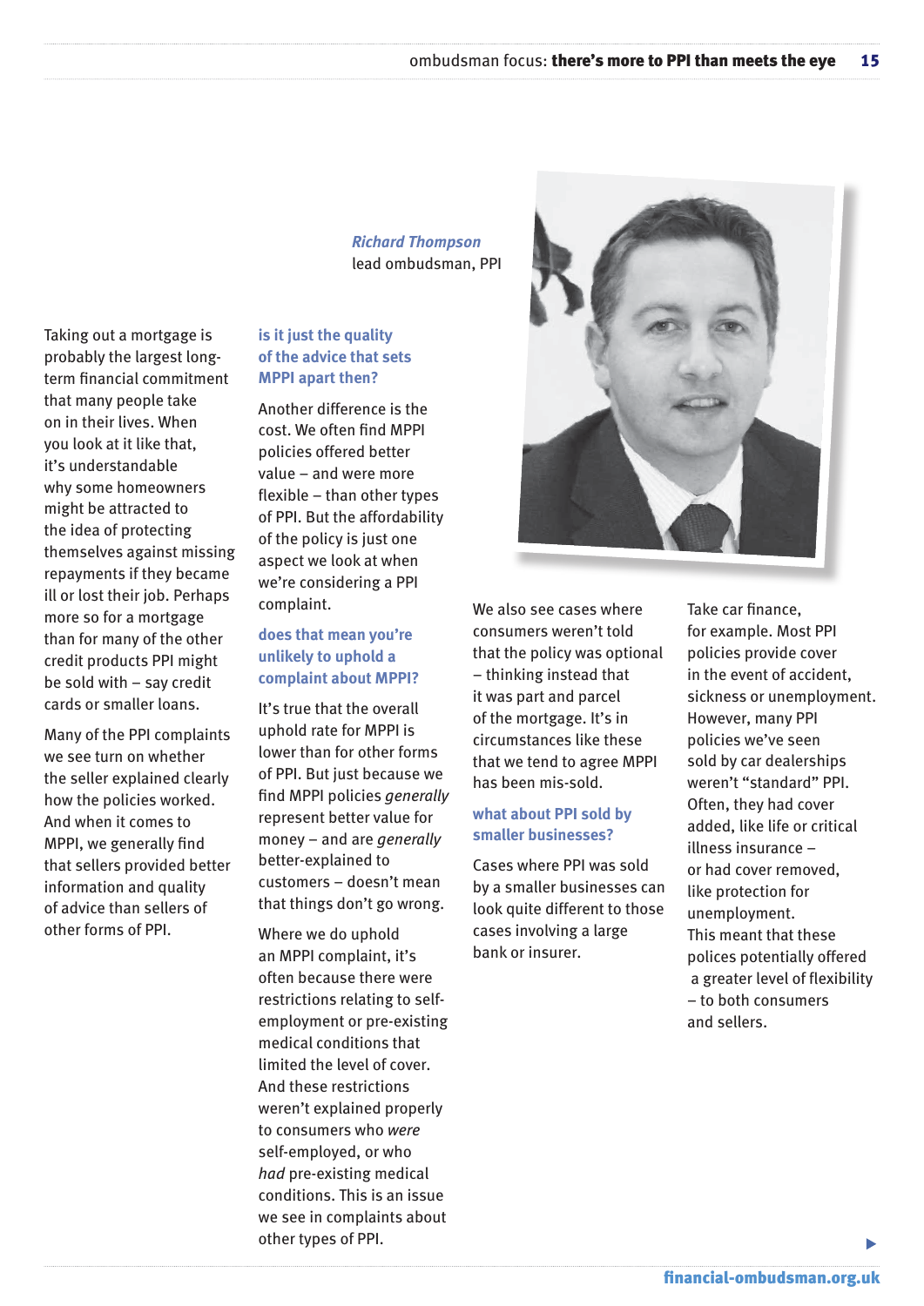*Richard Thompson*
lead ombudsman, PPI

Taking out a mortgage is probably the largest long-term financial commitment that many people take on in their lives. When you look at it like that, it's understandable why some homeowners might be attracted to the idea of protecting themselves against missing repayments if they became ill or lost their job. Perhaps more so for a mortgage than for many of the other credit products PPI might be sold with – say credit cards or smaller loans.

Many of the PPI complaints we see turn on whether the seller explained clearly how the policies worked. And when it comes to MPPI, we generally find that sellers provided better information and quality of advice than sellers of other forms of PPI.

### is it just the quality of the advice that sets MPPI apart then?

Another difference is the cost. We often find MPPI policies offered better value – and were more flexible – than other types of PPI. But the affordability of the policy is just one aspect we look at when we're considering a PPI complaint.

### does that mean you're unlikely to uphold a complaint about MPPI?

It's true that the overall uphold rate for MPPI is lower than for other forms of PPI. But just because we find MPPI policies *generally* represent better value for money – and are *generally* better-explained to customers – doesn't mean that things don't go wrong.

Where we do uphold an MPPI complaint, it's often because there were restrictions relating to self-employment or pre-existing medical conditions that limited the level of cover. And these restrictions weren't explained properly to consumers who *were* self-employed, or who *had* pre-existing medical conditions. This is an issue we see in complaints about other types of PPI.

We also see cases where consumers weren't told that the policy was optional – thinking instead that it was part and parcel of the mortgage. It's in circumstances like these that we tend to agree MPPI has been mis-sold.

### what about PPI sold by smaller businesses?

Cases where PPI was sold by a smaller businesses can look quite different to those cases involving a large bank or insurer.

Take car finance, for example. Most PPI policies provide cover in the event of accident, sickness or unemployment. However, many PPI policies we've seen sold by car dealerships weren't "standard" PPI. Often, they had cover added, like life or critical illness insurance – or had cover removed, like protection for unemployment. This meant that these polices potentially offered a greater level of flexibility – to both consumers and sellers.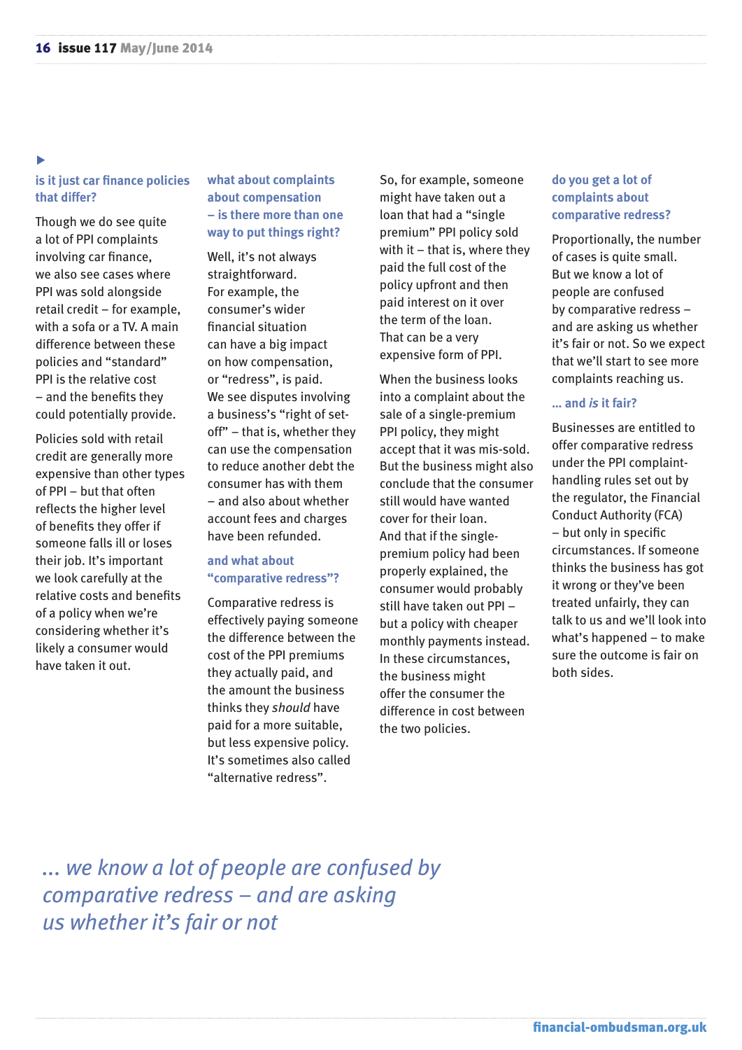### is it just car finance policies that differ?

Though we do see quite a lot of PPI complaints involving car finance, we also see cases where PPI was sold alongside retail credit – for example, with a sofa or a TV. A main difference between these policies and "standard" PPI is the relative cost – and the benefits they could potentially provide.

Policies sold with retail credit are generally more expensive than other types of PPI – but that often reflects the higher level of benefits they offer if someone falls ill or loses their job. It's important we look carefully at the relative costs and benefits of a policy when we're considering whether it's likely a consumer would have taken it out.

### what about complaints about compensation – is there more than one way to put things right?

Well, it's not always straightforward. For example, the consumer's wider financial situation can have a big impact on how compensation, or "redress", is paid. We see disputes involving a business's "right of set-off" – that is, whether they can use the compensation to reduce another debt the consumer has with them – and also about whether account fees and charges have been refunded.

### and what about "comparative redress"?

Comparative redress is effectively paying someone the difference between the cost of the PPI premiums they actually paid, and the amount the business thinks they *should* have paid for a more suitable, but less expensive policy. It's sometimes also called "alternative redress".

So, for example, someone might have taken out a loan that had a "single premium" PPI policy sold with it – that is, where they paid the full cost of the policy upfront and then paid interest on it over the term of the loan. That can be a very expensive form of PPI.

When the business looks into a complaint about the sale of a single-premium PPI policy, they might accept that it was mis-sold. But the business might also conclude that the consumer still would have wanted cover for their loan. And that if the single-premium policy had been properly explained, the consumer would probably still have taken out PPI – but a policy with cheaper monthly payments instead. In these circumstances, the business might offer the consumer the difference in cost between the two policies.

### do you get a lot of complaints about comparative redress?

Proportionally, the number of cases is quite small. But we know a lot of people are confused by comparative redress – and are asking us whether it's fair or not. So we expect that we'll start to see more complaints reaching us.

### ... and *is* it fair?

Businesses are entitled to offer comparative redress under the PPI complaint-handling rules set out by the regulator, the Financial Conduct Authority (FCA) – but only in specific circumstances. If someone thinks the business has got it wrong or they've been treated unfairly, they can talk to us and we'll look into what's happened – to make sure the outcome is fair on both sides.

*... we know a lot of people are confused by comparative redress – and are asking us whether it's fair or not*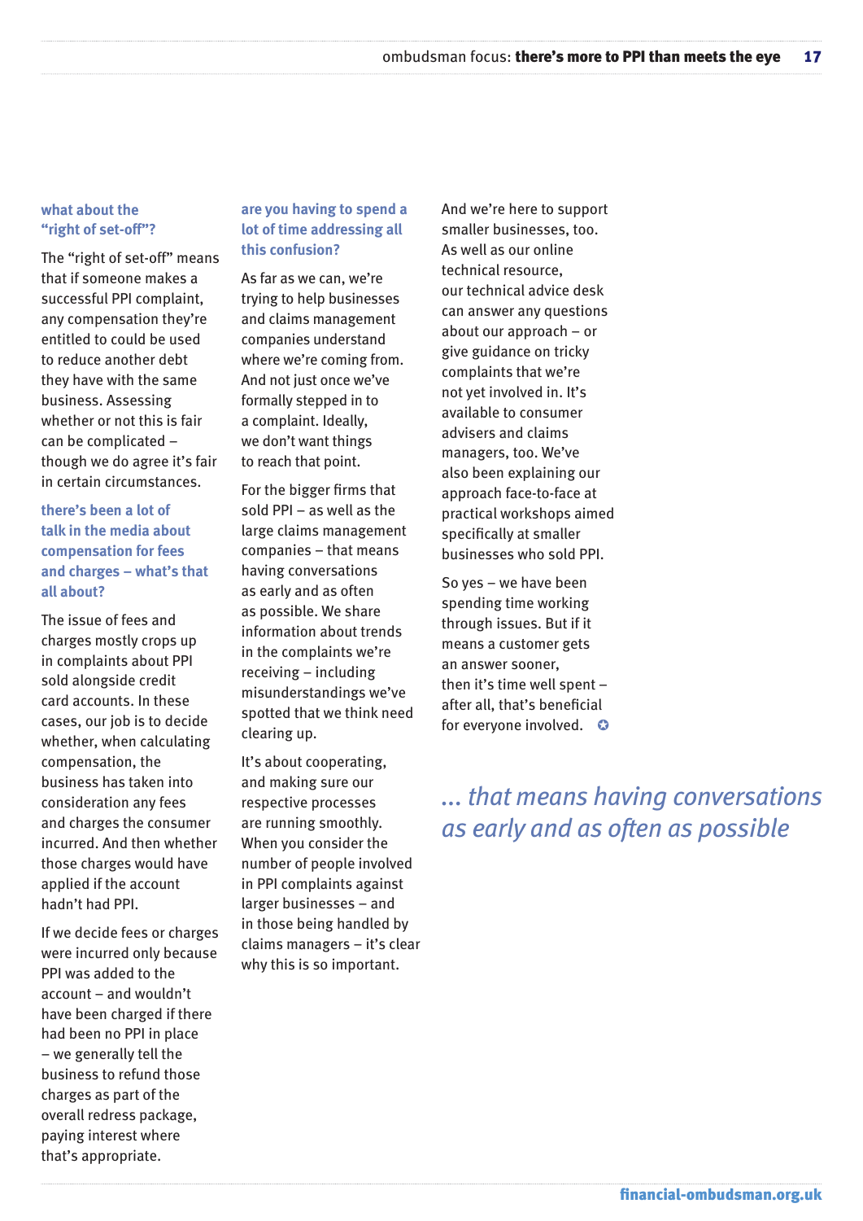### what about the "right of set-off"?

The "right of set-off" means that if someone makes a successful PPI complaint, any compensation they're entitled to could be used to reduce another debt they have with the same business. Assessing whether or not this is fair can be complicated – though we do agree it's fair in certain circumstances.

### there's been a lot of talk in the media about compensation for fees and charges – what's that all about?

The issue of fees and charges mostly crops up in complaints about PPI sold alongside credit card accounts. In these cases, our job is to decide whether, when calculating compensation, the business has taken into consideration any fees and charges the consumer incurred. And then whether those charges would have applied if the account hadn't had PPI.

If we decide fees or charges were incurred only because PPI was added to the account – and wouldn't have been charged if there had been no PPI in place – we generally tell the business to refund those charges as part of the overall redress package, paying interest where that's appropriate.

### are you having to spend a lot of time addressing all this confusion?

As far as we can, we're trying to help businesses and claims management companies understand where we're coming from. And not just once we've formally stepped in to a complaint. Ideally, we don't want things to reach that point.

For the bigger firms that sold PPI – as well as the large claims management companies – that means having conversations as early and as often as possible. We share information about trends in the complaints we're receiving – including misunderstandings we've spotted that we think need clearing up.

It's about cooperating, and making sure our respective processes are running smoothly. When you consider the number of people involved in PPI complaints against larger businesses – and in those being handled by claims managers – it's clear why this is so important.

And we're here to support smaller businesses, too. As well as our online technical resource, our technical advice desk can answer any questions about our approach – or give guidance on tricky complaints that we're not yet involved in. It's available to consumer advisers and claims managers, too. We've also been explaining our approach face-to-face at practical workshops aimed specifically at smaller businesses who sold PPI.

So yes – we have been spending time working through issues. But if it means a customer gets an answer sooner, then it's time well spent – after all, that's beneficial for everyone involved.

*... that means having conversations as early and as often as possible*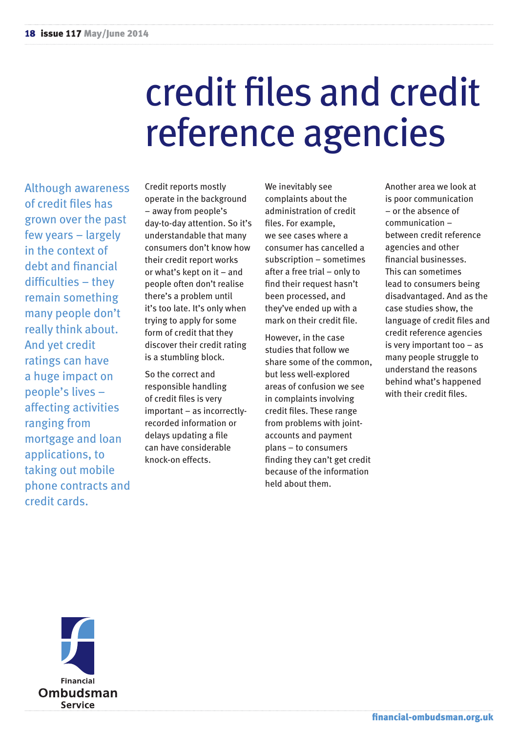# credit files and credit reference agencies

Although awareness of credit files has grown over the past few years – largely in the context of debt and financial difficulties – they remain something many people don't really think about. And yet credit ratings can have a huge impact on people's lives – affecting activities ranging from mortgage and loan applications, to taking out mobile phone contracts and credit cards.

Credit reports mostly operate in the background – away from people's day-to-day attention. So it's understandable that many consumers don't know how their credit report works or what's kept on it – and people often don't realise there's a problem until it's too late. It's only when trying to apply for some form of credit that they discover their credit rating is a stumbling block.

So the correct and responsible handling of credit files is very important – as incorrectly-recorded information or delays updating a file can have considerable knock-on effects.

We inevitably see complaints about the administration of credit files. For example, we see cases where a consumer has cancelled a subscription – sometimes after a free trial – only to find their request hasn't been processed, and they've ended up with a mark on their credit file.

However, in the case studies that follow we share some of the common, but less well-explored areas of confusion we see in complaints involving credit files. These range from problems with joint-accounts and payment plans – to consumers finding they can't get credit because of the information held about them.

Another area we look at is poor communication – or the absence of communication – between credit reference agencies and other financial businesses. This can sometimes lead to consumers being disadvantaged. And as the case studies show, the language of credit files and credit reference agencies is very important too – as many people struggle to understand the reasons behind what's happened with their credit files.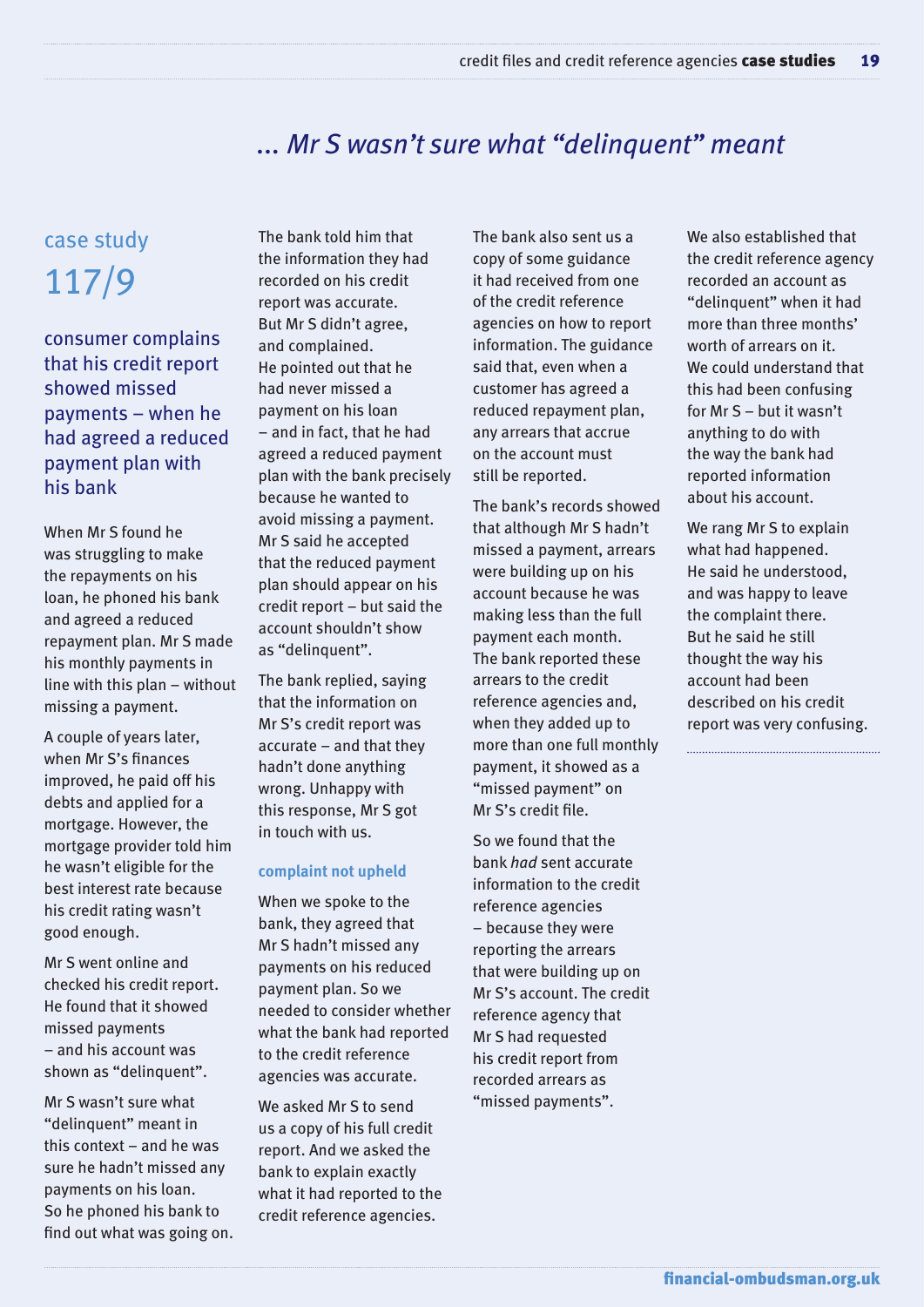# ... Mr S wasn't sure what "delinquent" meant

## case study 117/9

### consumer complains that his credit report showed missed payments – when he had agreed a reduced payment plan with his bank

When Mr S found he was struggling to make the repayments on his loan, he phoned his bank and agreed a reduced repayment plan. Mr S made his monthly payments in line with this plan – without missing a payment.

A couple of years later, when Mr S's finances improved, he paid off his debts and applied for a mortgage. However, the mortgage provider told him he wasn't eligible for the best interest rate because his credit rating wasn't good enough.

Mr S went online and checked his credit report. He found that it showed missed payments – and his account was shown as "delinquent".

Mr S wasn't sure what "delinquent" meant in this context – and he was sure he hadn't missed any payments on his loan. So he phoned his bank to find out what was going on.

The bank told him that the information they had recorded on his credit report was accurate. But Mr S didn't agree, and complained. He pointed out that he had never missed a payment on his loan – and in fact, that he had agreed a reduced payment plan with the bank precisely because he wanted to avoid missing a payment. Mr S said he accepted that the reduced payment plan should appear on his credit report – but said the account shouldn't show as "delinquent".

The bank replied, saying that the information on Mr S's credit report was accurate – and that they hadn't done anything wrong. Unhappy with this response, Mr S got in touch with us.

#### complaint not upheld

When we spoke to the bank, they agreed that Mr S hadn't missed any payments on his reduced payment plan. So we needed to consider whether what the bank had reported to the credit reference agencies was accurate.

We asked Mr S to send us a copy of his full credit report. And we asked the bank to explain exactly what it had reported to the credit reference agencies.

The bank also sent us a copy of some guidance it had received from one of the credit reference agencies on how to report information. The guidance said that, even when a customer has agreed a reduced repayment plan, any arrears that accrue on the account must still be reported.

The bank's records showed that although Mr S hadn't missed a payment, arrears were building up on his account because he was making less than the full payment each month. The bank reported these arrears to the credit reference agencies and, when they added up to more than one full monthly payment, it showed as a "missed payment" on Mr S's credit file.

So we found that the bank *had* sent accurate information to the credit reference agencies – because they were reporting the arrears that were building up on Mr S's account. The credit reference agency that Mr S had requested his credit report from recorded arrears as "missed payments".

We also established that the credit reference agency recorded an account as "delinquent" when it had more than three months' worth of arrears on it. We could understand that this had been confusing for Mr S – but it wasn't anything to do with the way the bank had reported information about his account.

We rang Mr S to explain what had happened. He said he understood, and was happy to leave the complaint there. But he said he still thought the way his account had been described on his credit report was very confusing.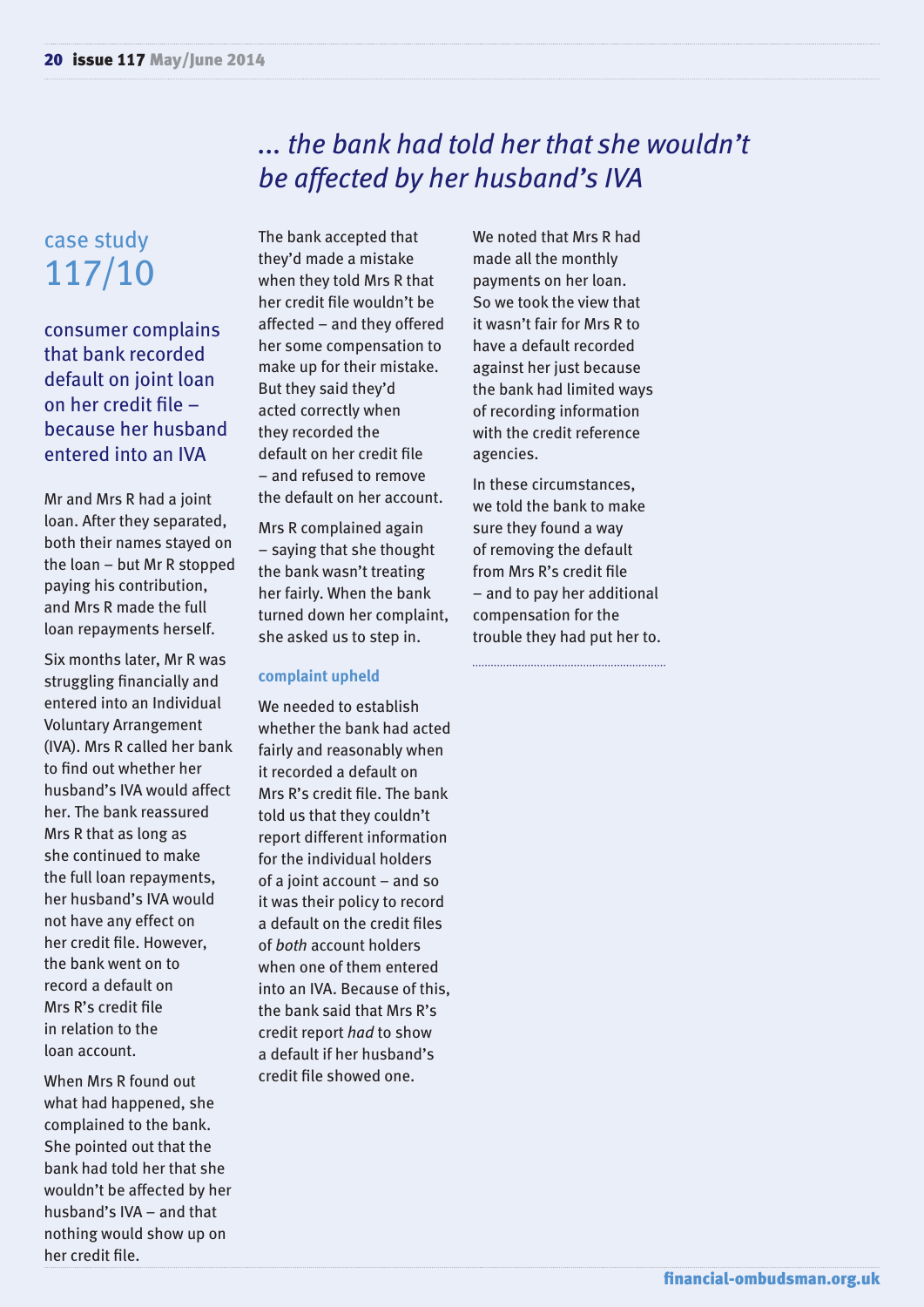## case study 117/10

### consumer complains that bank recorded default on joint loan on her credit file – because her husband entered into an IVA

*... the bank had told her that she wouldn't be affected by her husband's IVA*

Mr and Mrs R had a joint loan. After they separated, both their names stayed on the loan – but Mr R stopped paying his contribution, and Mrs R made the full loan repayments herself.

Six months later, Mr R was struggling financially and entered into an Individual Voluntary Arrangement (IVA). Mrs R called her bank to find out whether her husband's IVA would affect her. The bank reassured Mrs R that as long as she continued to make the full loan repayments, her husband's IVA would not have any effect on her credit file. However, the bank went on to record a default on Mrs R's credit file in relation to the loan account.

When Mrs R found out what had happened, she complained to the bank. She pointed out that the bank had told her that she wouldn't be affected by her husband's IVA – and that nothing would show up on her credit file.

The bank accepted that they'd made a mistake when they told Mrs R that her credit file wouldn't be affected – and they offered her some compensation to make up for their mistake. But they said they'd acted correctly when they recorded the default on her credit file – and refused to remove the default on her account.

Mrs R complained again – saying that she thought the bank wasn't treating her fairly. When the bank turned down her complaint, she asked us to step in.

**complaint upheld**

We needed to establish whether the bank had acted fairly and reasonably when it recorded a default on Mrs R's credit file. The bank told us that they couldn't report different information for the individual holders of a joint account – and so it was their policy to record a default on the credit files of *both* account holders when one of them entered into an IVA. Because of this, the bank said that Mrs R's credit report *had* to show a default if her husband's credit file showed one.

We noted that Mrs R had made all the monthly payments on her loan. So we took the view that it wasn't fair for Mrs R to have a default recorded against her just because the bank had limited ways of recording information with the credit reference agencies.

In these circumstances, we told the bank to make sure they found a way of removing the default from Mrs R's credit file – and to pay her additional compensation for the trouble they had put her to.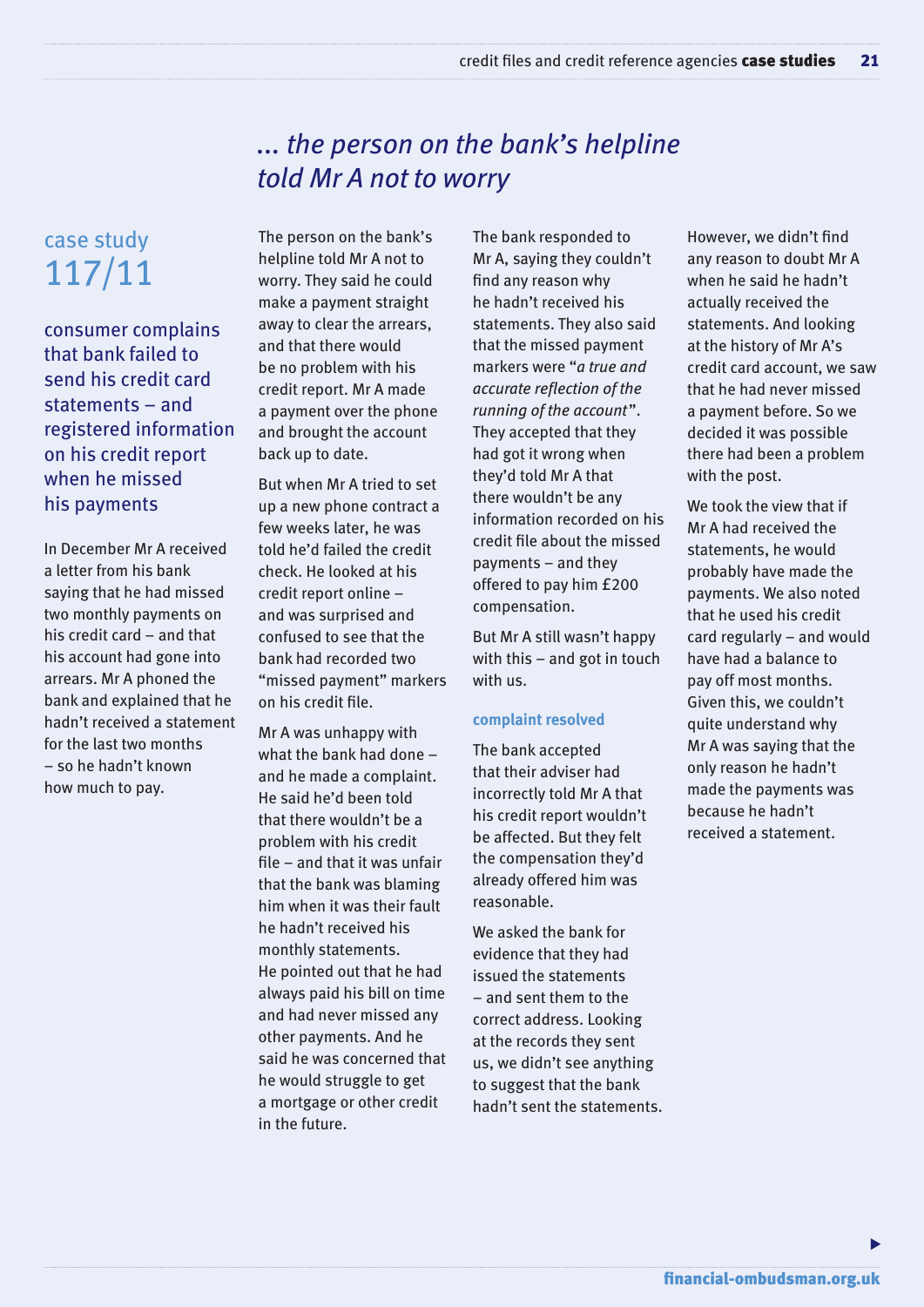*... the person on the bank's helpline told Mr A not to worry*

## case study 117/11

### consumer complains that bank failed to send his credit card statements – and registered information on his credit report when he missed his payments

In December Mr A received a letter from his bank saying that he had missed two monthly payments on his credit card – and that his account had gone into arrears. Mr A phoned the bank and explained that he hadn't received a statement for the last two months – so he hadn't known how much to pay.

The person on the bank's helpline told Mr A not to worry. They said he could make a payment straight away to clear the arrears, and that there would be no problem with his credit report. Mr A made a payment over the phone and brought the account back up to date.

But when Mr A tried to set up a new phone contract a few weeks later, he was told he'd failed the credit check. He looked at his credit report online – and was surprised and confused to see that the bank had recorded two "missed payment" markers on his credit file.

Mr A was unhappy with what the bank had done – and he made a complaint. He said he'd been told that there wouldn't be a problem with his credit file – and that it was unfair that the bank was blaming him when it was their fault he hadn't received his monthly statements. He pointed out that he had always paid his bill on time and had never missed any other payments. And he said he was concerned that he would struggle to get a mortgage or other credit in the future.

The bank responded to Mr A, saying they couldn't find any reason why he hadn't received his statements. They also said that the missed payment markers were "*a true and accurate reflection of the running of the account*". They accepted that they had got it wrong when they'd told Mr A that there wouldn't be any information recorded on his credit file about the missed payments – and they offered to pay him £200 compensation.

But Mr A still wasn't happy with this – and got in touch with us.

#### complaint resolved

The bank accepted that their adviser had incorrectly told Mr A that his credit report wouldn't be affected. But they felt the compensation they'd already offered him was reasonable.

We asked the bank for evidence that they had issued the statements – and sent them to the correct address. Looking at the records they sent us, we didn't see anything to suggest that the bank hadn't sent the statements.

However, we didn't find any reason to doubt Mr A when he said he hadn't actually received the statements. And looking at the history of Mr A's credit card account, we saw that he had never missed a payment before. So we decided it was possible there had been a problem with the post.

We took the view that if Mr A had received the statements, he would probably have made the payments. We also noted that he used his credit card regularly – and would have had a balance to pay off most months. Given this, we couldn't quite understand why Mr A was saying that the only reason he hadn't made the payments was because he hadn't received a statement.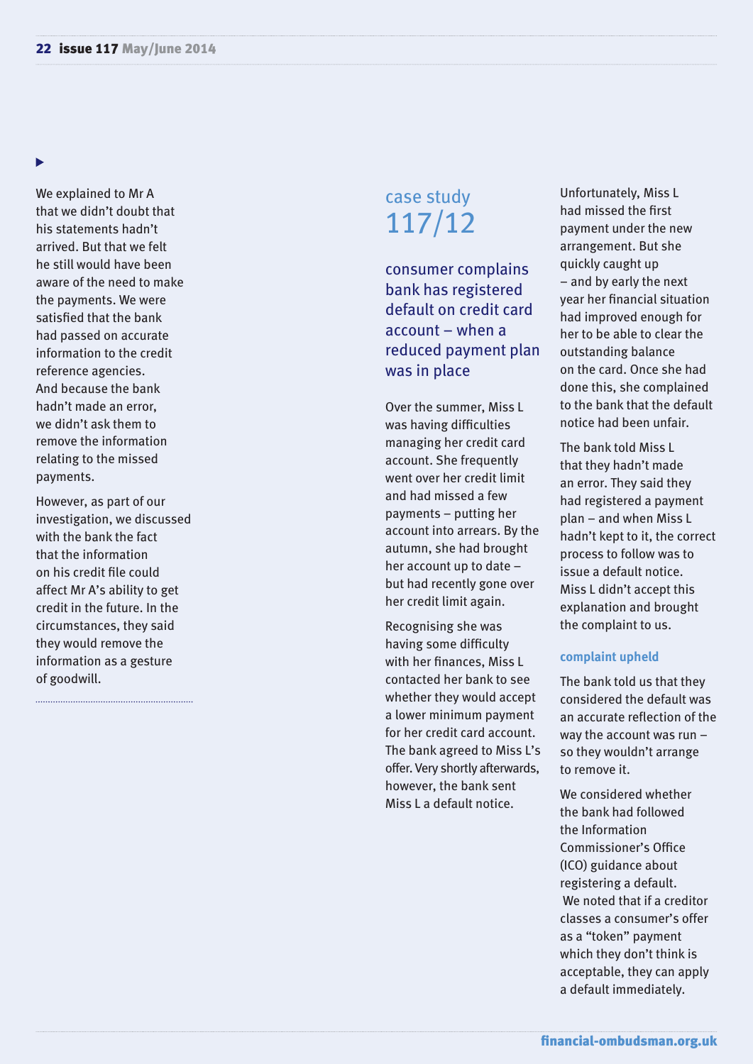We explained to Mr A that we didn't doubt that his statements hadn't arrived. But that we felt he still would have been aware of the need to make the payments. We were satisfied that the bank had passed on accurate information to the credit reference agencies. And because the bank hadn't made an error, we didn't ask them to remove the information relating to the missed payments.

However, as part of our investigation, we discussed with the bank the fact that the information on his credit file could affect Mr A's ability to get credit in the future. In the circumstances, they said they would remove the information as a gesture of goodwill.

---

## case study 117/12

### consumer complains bank has registered default on credit card account – when a reduced payment plan was in place

Over the summer, Miss L was having difficulties managing her credit card account. She frequently went over her credit limit and had missed a few payments – putting her account into arrears. By the autumn, she had brought her account up to date – but had recently gone over her credit limit again.

Recognising she was having some difficulty with her finances, Miss L contacted her bank to see whether they would accept a lower minimum payment for her credit card account. The bank agreed to Miss L's offer. Very shortly afterwards, however, the bank sent Miss L a default notice.

Unfortunately, Miss L had missed the first payment under the new arrangement. But she quickly caught up – and by early the next year her financial situation had improved enough for her to be able to clear the outstanding balance on the card. Once she had done this, she complained to the bank that the default notice had been unfair.

The bank told Miss L that they hadn't made an error. They said they had registered a payment plan – and when Miss L hadn't kept to it, the correct process to follow was to issue a default notice. Miss L didn't accept this explanation and brought the complaint to us.

#### complaint upheld

The bank told us that they considered the default was an accurate reflection of the way the account was run – so they wouldn't arrange to remove it.

We considered whether the bank had followed the Information Commissioner's Office (ICO) guidance about registering a default. We noted that if a creditor classes a consumer's offer as a "token" payment which they don't think is acceptable, they can apply a default immediately.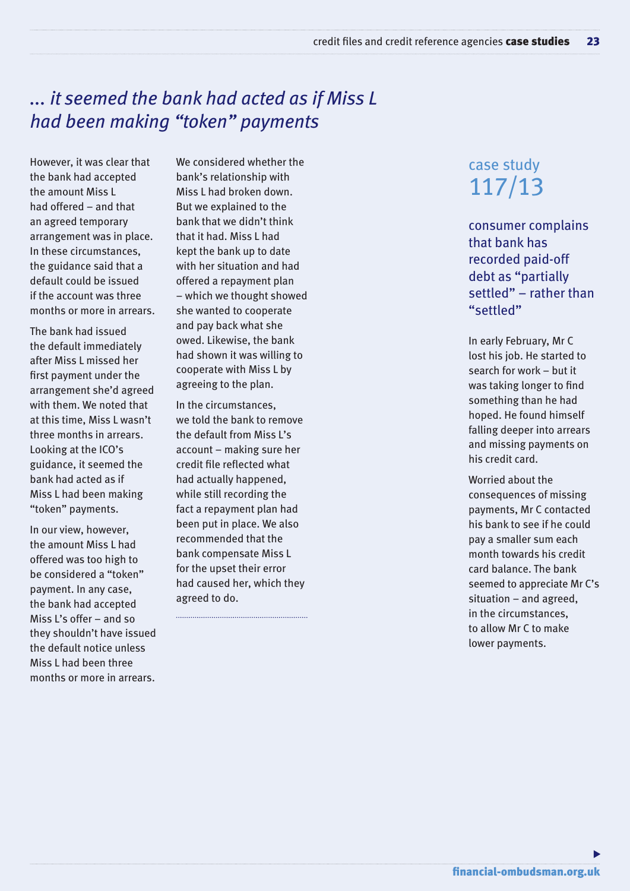## ... it seemed the bank had acted as if Miss L had been making "token" payments

However, it was clear that the bank had accepted the amount Miss L had offered – and that an agreed temporary arrangement was in place. In these circumstances, the guidance said that a default could be issued if the account was three months or more in arrears.

The bank had issued the default immediately after Miss L missed her first payment under the arrangement she'd agreed with them. We noted that at this time, Miss L wasn't three months in arrears. Looking at the ICO's guidance, it seemed the bank had acted as if Miss L had been making "token" payments.

In our view, however, the amount Miss L had offered was too high to be considered a "token" payment. In any case, the bank had accepted Miss L's offer – and so they shouldn't have issued the default notice unless Miss L had been three months or more in arrears.

We considered whether the bank's relationship with Miss L had broken down. But we explained to the bank that we didn't think that it had. Miss L had kept the bank up to date with her situation and had offered a repayment plan – which we thought showed she wanted to cooperate and pay back what she owed. Likewise, the bank had shown it was willing to cooperate with Miss L by agreeing to the plan.

In the circumstances, we told the bank to remove the default from Miss L's account – making sure her credit file reflected what had actually happened, while still recording the fact a repayment plan had been put in place. We also recommended that the bank compensate Miss L for the upset their error had caused her, which they agreed to do.

## case study 117/13

### consumer complains that bank has recorded paid-off debt as "partially settled" – rather than "settled"

In early February, Mr C lost his job. He started to search for work – but it was taking longer to find something than he had hoped. He found himself falling deeper into arrears and missing payments on his credit card.

Worried about the consequences of missing payments, Mr C contacted his bank to see if he could pay a smaller sum each month towards his credit card balance. The bank seemed to appreciate Mr C's situation – and agreed, in the circumstances, to allow Mr C to make lower payments.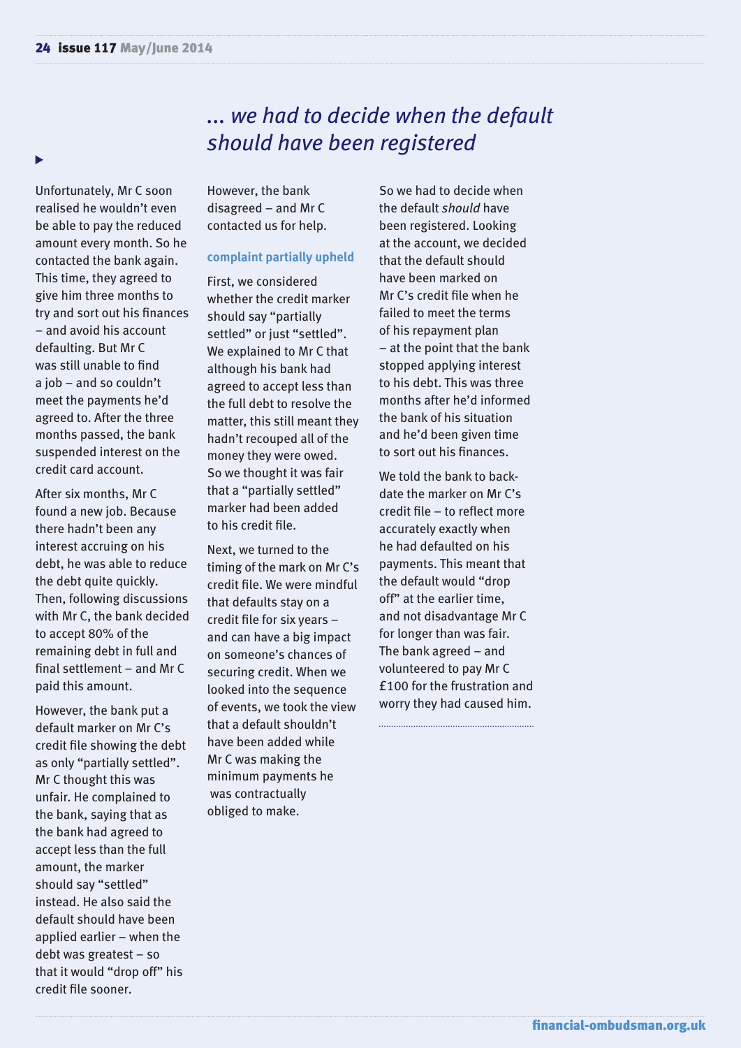*... we had to decide when the default should have been registered*

Unfortunately, Mr C soon realised he wouldn't even be able to pay the reduced amount every month. So he contacted the bank again. This time, they agreed to give him three months to try and sort out his finances – and avoid his account defaulting. But Mr C was still unable to find a job – and so couldn't meet the payments he'd agreed to. After the three months passed, the bank suspended interest on the credit card account.

After six months, Mr C found a new job. Because there hadn't been any interest accruing on his debt, he was able to reduce the debt quite quickly. Then, following discussions with Mr C, the bank decided to accept 80% of the remaining debt in full and final settlement – and Mr C paid this amount.

However, the bank put a default marker on Mr C's credit file showing the debt as only "partially settled". Mr C thought this was unfair. He complained to the bank, saying that as the bank had agreed to accept less than the full amount, the marker should say "settled" instead. He also said the default should have been applied earlier – when the debt was greatest – so that it would "drop off" his credit file sooner.

However, the bank disagreed – and Mr C contacted us for help.

### complaint partially upheld

First, we considered whether the credit marker should say "partially settled" or just "settled". We explained to Mr C that although his bank had agreed to accept less than the full debt to resolve the matter, this still meant they hadn't recouped all of the money they were owed. So we thought it was fair that a "partially settled" marker had been added to his credit file.

Next, we turned to the timing of the mark on Mr C's credit file. We were mindful that defaults stay on a credit file for six years – and can have a big impact on someone's chances of securing credit. When we looked into the sequence of events, we took the view that a default shouldn't have been added while Mr C was making the minimum payments he was contractually obliged to make.

So we had to decide when the default *should* have been registered. Looking at the account, we decided that the default should have been marked on Mr C's credit file when he failed to meet the terms of his repayment plan – at the point that the bank stopped applying interest to his debt. This was three months after he'd informed the bank of his situation and he'd been given time to sort out his finances.

We told the bank to back-date the marker on Mr C's credit file – to reflect more accurately exactly when he had defaulted on his payments. This meant that the default would "drop off" at the earlier time, and not disadvantage Mr C for longer than was fair. The bank agreed – and volunteered to pay Mr C £100 for the frustration and worry they had caused him.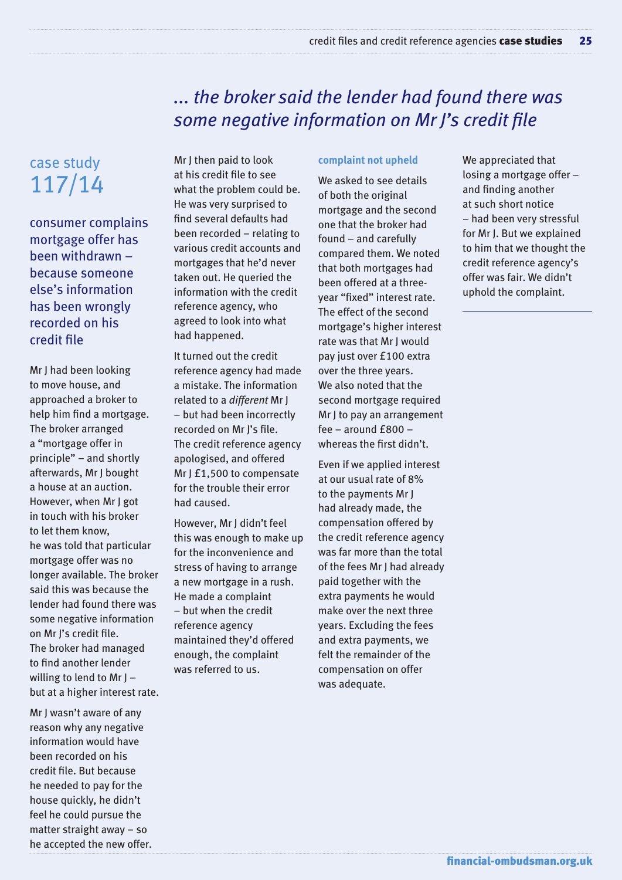*... the broker said the lender had found there was some negative information on Mr J's credit file*

## case study 117/14

### consumer complains mortgage offer has been withdrawn – because someone else's information has been wrongly recorded on his credit file

Mr J had been looking to move house, and approached a broker to help him find a mortgage. The broker arranged a "mortgage offer in principle" – and shortly afterwards, Mr J bought a house at an auction. However, when Mr J got in touch with his broker to let them know, he was told that particular mortgage offer was no longer available. The broker said this was because the lender had found there was some negative information on Mr J's credit file. The broker had managed to find another lender willing to lend to Mr J – but at a higher interest rate.

Mr J wasn't aware of any reason why any negative information would have been recorded on his credit file. But because he needed to pay for the house quickly, he didn't feel he could pursue the matter straight away – so he accepted the new offer.

Mr J then paid to look at his credit file to see what the problem could be. He was very surprised to find several defaults had been recorded – relating to various credit accounts and mortgages that he'd never taken out. He queried the information with the credit reference agency, who agreed to look into what had happened.

It turned out the credit reference agency had made a mistake. The information related to a *different* Mr J – but had been incorrectly recorded on Mr J's file. The credit reference agency apologised, and offered Mr J £1,500 to compensate for the trouble their error had caused.

However, Mr J didn't feel this was enough to make up for the inconvenience and stress of having to arrange a new mortgage in a rush. He made a complaint – but when the credit reference agency maintained they'd offered enough, the complaint was referred to us.

#### complaint not upheld

We asked to see details of both the original mortgage and the second one that the broker had found – and carefully compared them. We noted that both mortgages had been offered at a three-year "fixed" interest rate. The effect of the second mortgage's higher interest rate was that Mr J would pay just over £100 extra over the three years. We also noted that the second mortgage required Mr J to pay an arrangement fee – around £800 – whereas the first didn't.

Even if we applied interest at our usual rate of 8% to the payments Mr J had already made, the compensation offered by the credit reference agency was far more than the total of the fees Mr J had already paid together with the extra payments he would make over the next three years. Excluding the fees and extra payments, we felt the remainder of the compensation on offer was adequate.

We appreciated that losing a mortgage offer – and finding another at such short notice – had been very stressful for Mr J. But we explained to him that we thought the credit reference agency's offer was fair. We didn't uphold the complaint.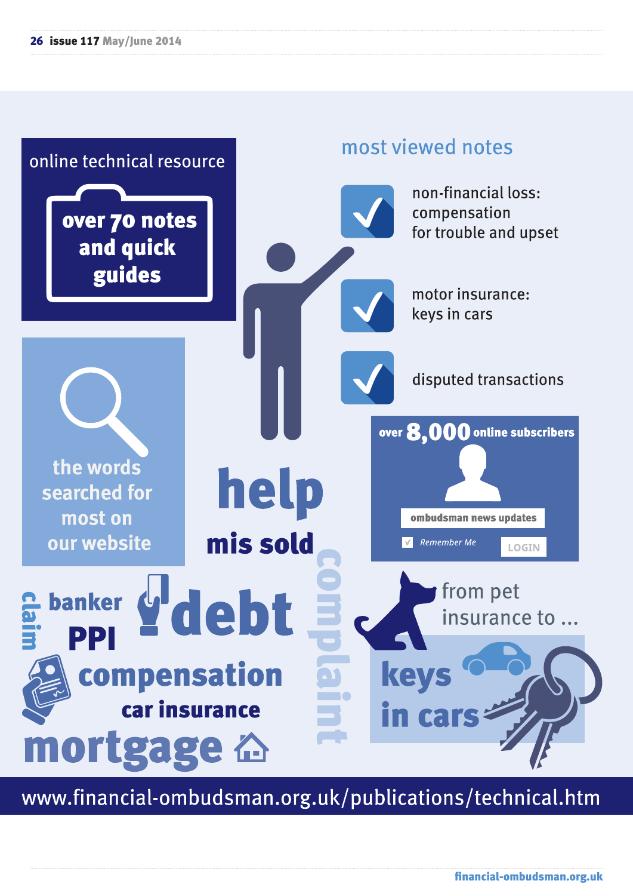## online technical resource

**over 70 notes and quick guides**

## most viewed notes

- non-financial loss: compensation for trouble and upset
- motor insurance: keys in cars
- disputed transactions

**over 8,000 online subscribers**

ombudsman news updates

Remember Me

LOGIN

the words searched for most on our website

help

mis sold

complaint

claim

banker

PPI

debt

compensation

car insurance

mortgage

from pet insurance to ...

keys in cars

www.financial-ombudsman.org.uk/publications/technical.htm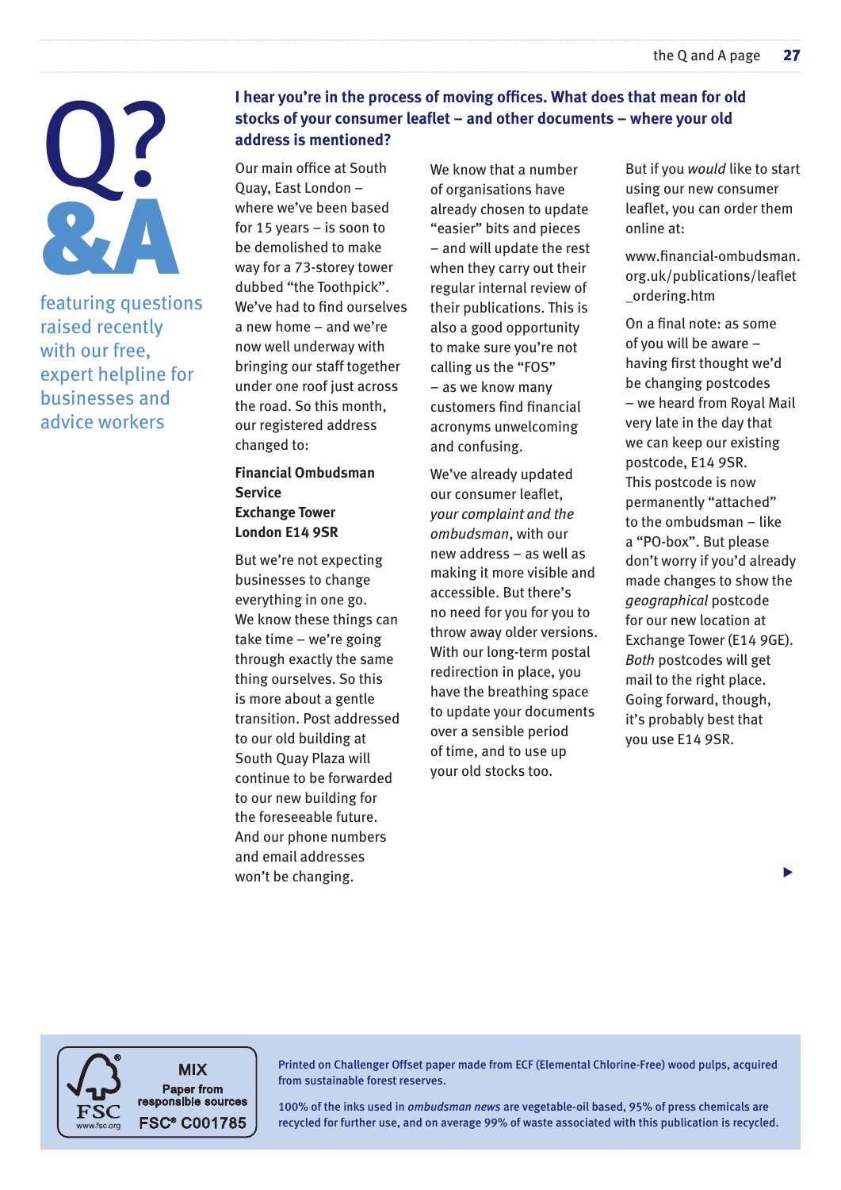# Q? &A

featuring questions raised recently with our free, expert helpline for businesses and advice workers

### I hear you're in the process of moving offices. What does that mean for old stocks of your consumer leaflet – and other documents – where your old address is mentioned?

Our main office at South Quay, East London – where we've been based for 15 years – is soon to be demolished to make way for a 73-storey tower dubbed "the Toothpick". We've had to find ourselves a new home – and we're now well underway with bringing our staff together under one roof just across the road. So this month, our registered address changed to:

**Financial Ombudsman Service**
**Exchange Tower**
**London E14 9SR**

But we're not expecting businesses to change everything in one go. We know these things can take time – we're going through exactly the same thing ourselves. So this is more about a gentle transition. Post addressed to our old building at South Quay Plaza will continue to be forwarded to our new building for the foreseeable future. And our phone numbers and email addresses won't be changing.

We know that a number of organisations have already chosen to update "easier" bits and pieces – and will update the rest when they carry out their regular internal review of their publications. This is also a good opportunity to make sure you're not calling us the "FOS" – as we know many customers find financial acronyms unwelcoming and confusing.

We've already updated our consumer leaflet, *your complaint and the ombudsman*, with our new address – as well as making it more visible and accessible. But there's no need for you for you to throw away older versions. With our long-term postal redirection in place, you have the breathing space to update your documents over a sensible period of time, and to use up your old stocks too.

But if you *would* like to start using our new consumer leaflet, you can order them online at:

www.financial-ombudsman.org.uk/publications/leaflet_ordering.htm

On a final note: as some of you will be aware – having first thought we'd be changing postcodes – we heard from Royal Mail very late in the day that we can keep our existing postcode, E14 9SR. This postcode is now permanently "attached" to the ombudsman – like a "PO-box". But please don't worry if you'd already made changes to show the *geographical* postcode for our new location at Exchange Tower (E14 9GE). *Both* postcodes will get mail to the right place. Going forward, though, it's probably best that you use E14 9SR.

MIX
Paper from responsible sources
FSC® C001785
FSC www.fsc.org

Printed on Challenger Offset paper made from ECF (Elemental Chlorine-Free) wood pulps, acquired from sustainable forest reserves.

100% of the inks used in *ombudsman news* are vegetable-oil based, 95% of press chemicals are recycled for further use, and on average 99% of waste associated with this publication is recycled.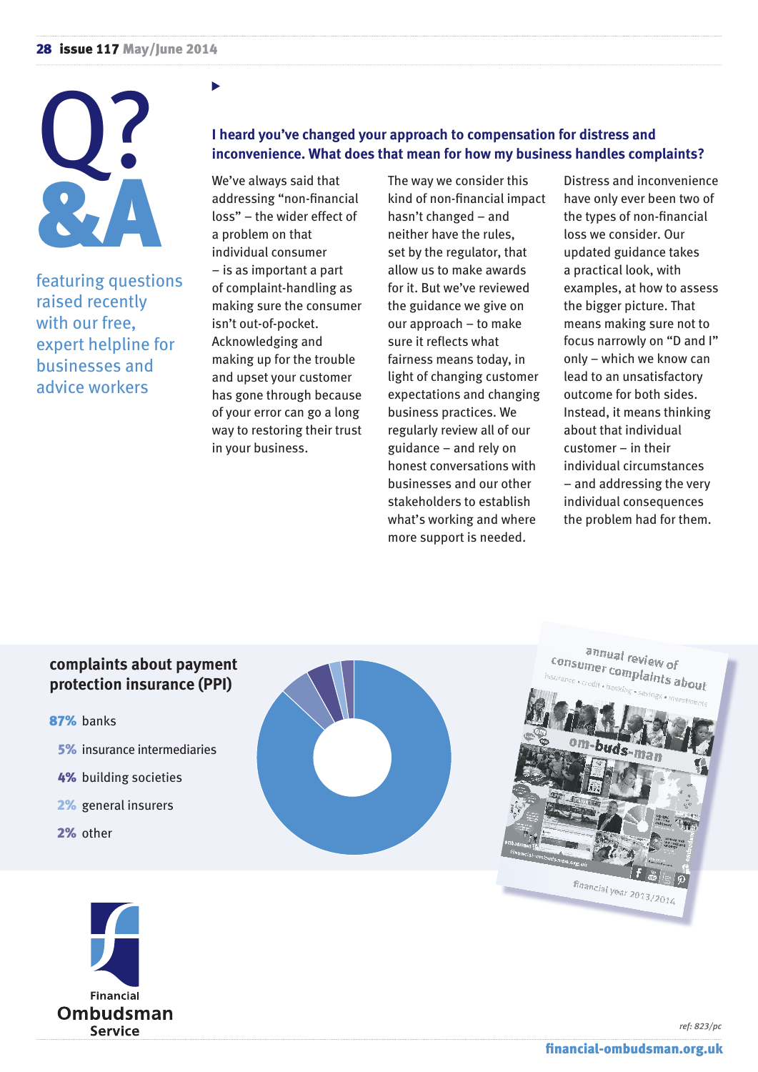# Q? &A

featuring questions raised recently with our free, expert helpline for businesses and advice workers

## I heard you've changed your approach to compensation for distress and inconvenience. What does that mean for how my business handles complaints?

We've always said that addressing "non-financial loss" – the wider effect of a problem on that individual consumer – is as important a part of complaint-handling as making sure the consumer isn't out-of-pocket. Acknowledging and making up for the trouble and upset your customer has gone through because of your error can go a long way to restoring their trust in your business.

The way we consider this kind of non-financial impact hasn't changed – and neither have the rules, set by the regulator, that allow us to make awards for it. But we've reviewed the guidance we give on our approach – to make sure it reflects what fairness means today, in light of changing customer expectations and changing business practices. We regularly review all of our guidance – and rely on honest conversations with businesses and our other stakeholders to establish what's working and where more support is needed.

Distress and inconvenience have only ever been two of the types of non-financial loss we consider. Our updated guidance takes a practical look, with examples, at how to assess the bigger picture. That means making sure not to focus narrowly on "D and I" only – which we know can lead to an unsatisfactory outcome for both sides. Instead, it means thinking about that individual customer – in their individual circumstances – and addressing the very individual consequences the problem had for them.

### complaints about payment protection insurance (PPI)

**87%** banks

**5%** insurance intermediaries

**4%** building societies

**2%** general insurers

**2%** other

annual review of consumer complaints about

insurance • credit • banking • savings • investments

financial year 2013/2014

Financial Ombudsman Service

ref: 823/pc

financial-ombudsman.org.uk